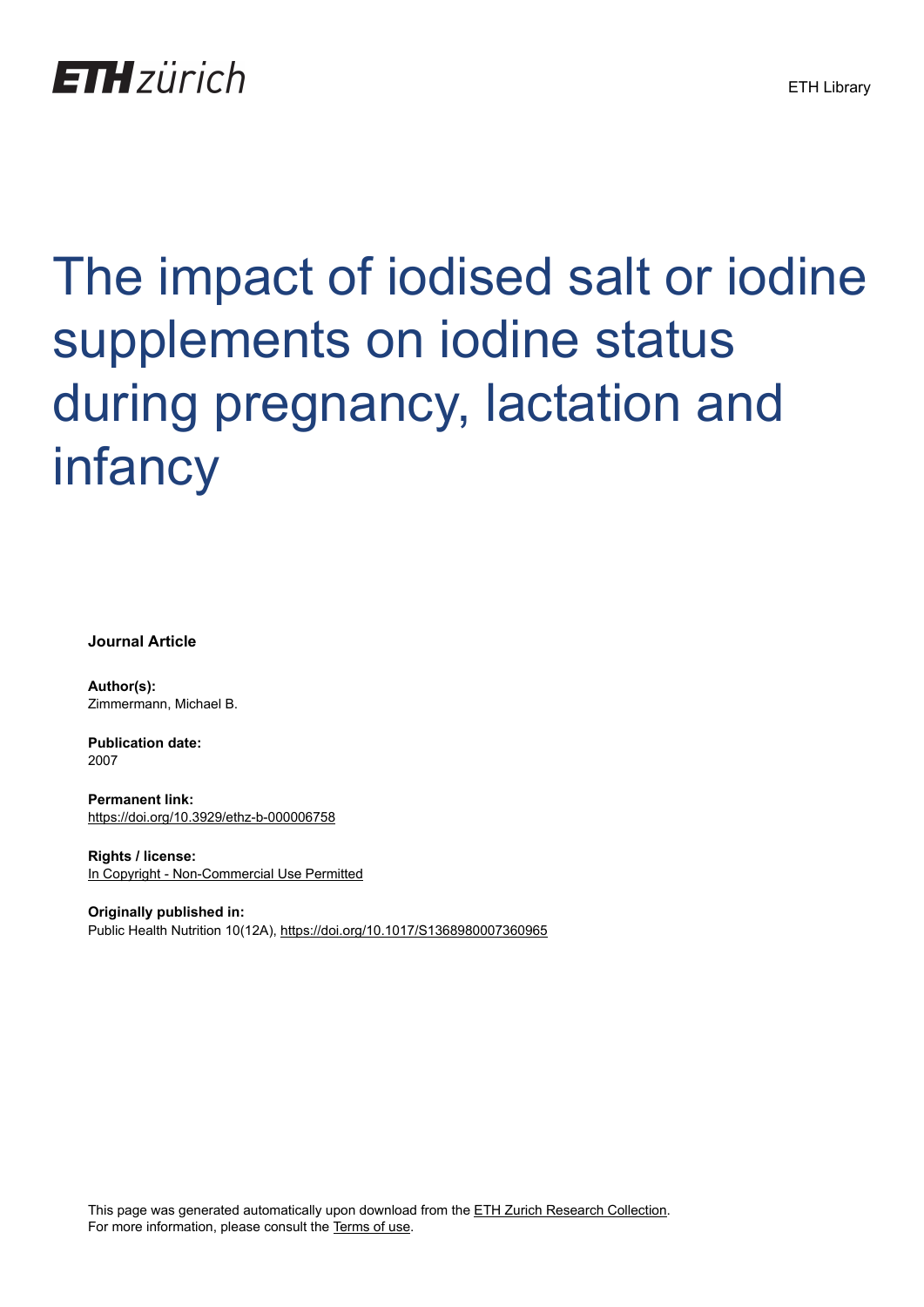# The impact of iodised salt or iodine supplements on iodine status during pregnancy, lactation and infancy

**Journal Article**

**Author(s):**
Zimmermann, Michael B.

**Publication date:**
2007

**Permanent link:**
https://doi.org/10.3929/ethz-b-000006758

**Rights / license:**
In Copyright - Non-Commercial Use Permitted

**Originally published in:**
Public Health Nutrition 10(12A), https://doi.org/10.1017/S1368980007360965

This page was generated automatically upon download from the ETH Zurich Research Collection.
For more information, please consult the Terms of use.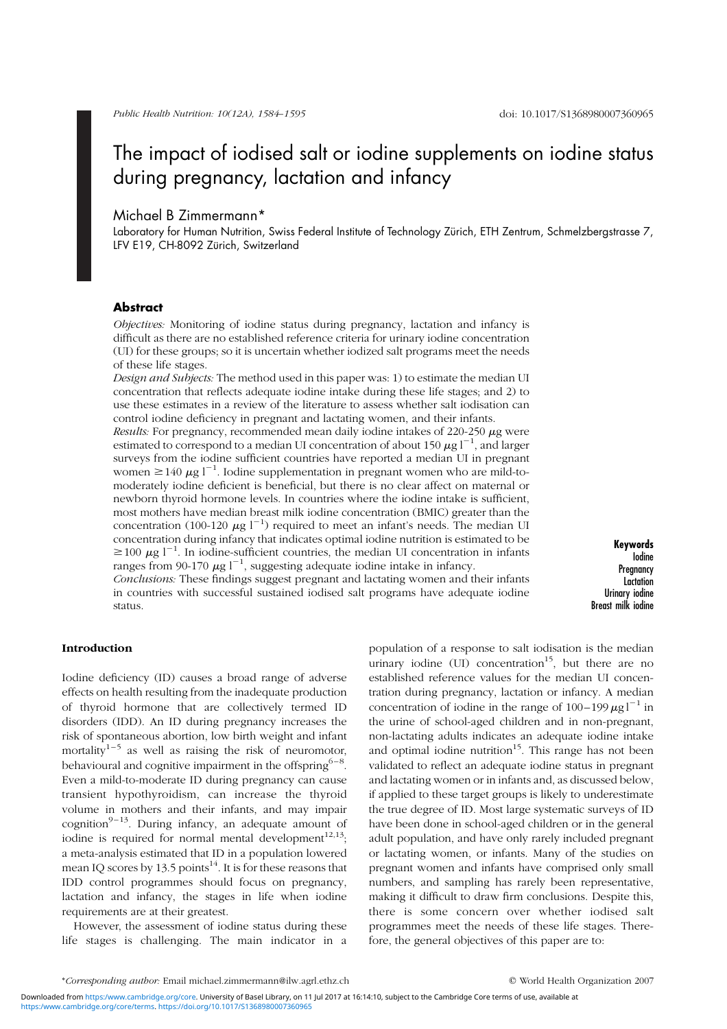# The impact of iodised salt or iodine supplements on iodine status during pregnancy, lactation and infancy

Michael B Zimmermann*

Laboratory for Human Nutrition, Swiss Federal Institute of Technology Zürich, ETH Zentrum, Schmelzbergstrasse 7, LFV E19, CH-8092 Zürich, Switzerland

## Abstract

*Objectives:* Monitoring of iodine status during pregnancy, lactation and infancy is difficult as there are no established reference criteria for urinary iodine concentration (UI) for these groups; so it is uncertain whether iodized salt programs meet the needs of these life stages.

*Design and Subjects:* The method used in this paper was: 1) to estimate the median UI concentration that reflects adequate iodine intake during these life stages; and 2) to use these estimates in a review of the literature to assess whether salt iodisation can control iodine deficiency in pregnant and lactating women, and their infants.

*Results:* For pregnancy, recommended mean daily iodine intakes of 220-250 $\mu$g were estimated to correspond to a median UI concentration of about 150 $\mu g\,l^{-1}$, and larger surveys from the iodine sufficient countries have reported a median UI in pregnant women $\geq 140\ \mu g\,l^{-1}$. Iodine supplementation in pregnant women who are mild-to-moderately iodine deficient is beneficial, but there is no clear affect on maternal or newborn thyroid hormone levels. In countries where the iodine intake is sufficient, most mothers have median breast milk iodine concentration (BMIC) greater than the concentration (100-120 $\mu g\,l^{-1}$) required to meet an infant's needs. The median UI concentration during infancy that indicates optimal iodine nutrition is estimated to be $\geq 100\ \mu g\,l^{-1}$. In iodine-sufficient countries, the median UI concentration in infants ranges from 90-170 $\mu g\,l^{-1}$, suggesting adequate iodine intake in infancy.

*Conclusions:* These findings suggest pregnant and lactating women and their infants in countries with successful sustained iodised salt programs have adequate iodine status.

**Keywords**
Iodine
Pregnancy
Lactation
Urinary iodine
Breast milk iodine

## Introduction

Iodine deficiency (ID) causes a broad range of adverse effects on health resulting from the inadequate production of thyroid hormone that are collectively termed ID disorders (IDD). An ID during pregnancy increases the risk of spontaneous abortion, low birth weight and infant mortality[1–5] as well as raising the risk of neuromotor, behavioural and cognitive impairment in the offspring[6–8]. Even a mild-to-moderate ID during pregnancy can cause transient hypothyroidism, can increase the thyroid volume in mothers and their infants, and may impair cognition[9–13]. During infancy, an adequate amount of iodine is required for normal mental development[12,13]; a meta-analysis estimated that ID in a population lowered mean IQ scores by 13.5 points[14]. It is for these reasons that IDD control programmes should focus on pregnancy, lactation and infancy, the stages in life when iodine requirements are at their greatest.

However, the assessment of iodine status during these life stages is challenging. The main indicator in a population of a response to salt iodisation is the median urinary iodine (UI) concentration[15], but there are no established reference values for the median UI concentration during pregnancy, lactation or infancy. A median concentration of iodine in the range of 100–199 $\mu g\,l^{-1}$ in the urine of school-aged children and in non-pregnant, non-lactating adults indicates an adequate iodine intake and optimal iodine nutrition[15]. This range has not been validated to reflect an adequate iodine status in pregnant and lactating women or in infants and, as discussed below, if applied to these target groups is likely to underestimate the true degree of ID. Most large systematic surveys of ID have been done in school-aged children or in the general adult population, and have only rarely included pregnant or lactating women, or infants. Many of the studies on pregnant women and infants have comprised only small numbers, and sampling has rarely been representative, making it difficult to draw firm conclusions. Despite this, there is some concern over whether iodised salt programmes meet the needs of these life stages. Therefore, the general objectives of this paper are to:

*Corresponding author: Email michael.zimmermann@ilw.agrl.ethz.ch

© World Health Organization 2007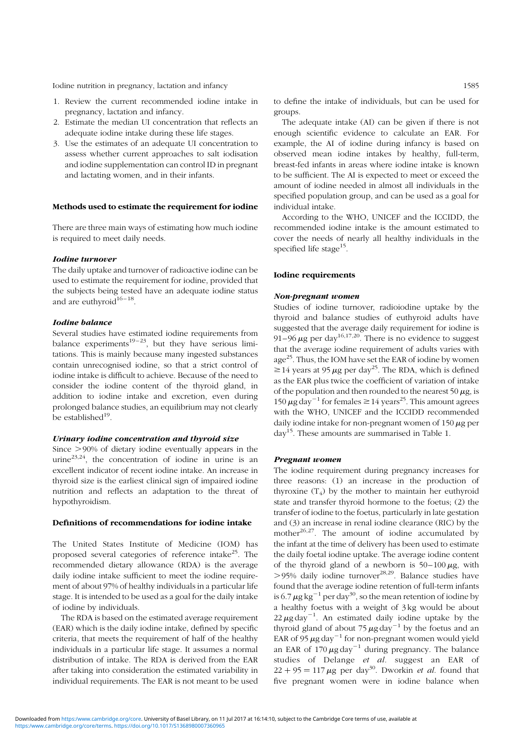1. Review the current recommended iodine intake in pregnancy, lactation and infancy.
2. Estimate the median UI concentration that reflects an adequate iodine intake during these life stages.
3. Use the estimates of an adequate UI concentration to assess whether current approaches to salt iodisation and iodine supplementation can control ID in pregnant and lactating women, and in their infants.

## Methods used to estimate the requirement for iodine

There are three main ways of estimating how much iodine is required to meet daily needs.

### *Iodine turnover*

The daily uptake and turnover of radioactive iodine can be used to estimate the requirement for iodine, provided that the subjects being tested have an adequate iodine status and are euthyroid[16–18].

### *Iodine balance*

Several studies have estimated iodine requirements from balance experiments[19–23], but they have serious limitations. This is mainly because many ingested substances contain unrecognised iodine, so that a strict control of iodine intake is difficult to achieve. Because of the need to consider the iodine content of the thyroid gland, in addition to iodine intake and excretion, even during prolonged balance studies, an equilibrium may not clearly be established[19].

### *Urinary iodine concentration and thyroid size*

Since >90% of dietary iodine eventually appears in the urine[23,24], the concentration of iodine in urine is an excellent indicator of recent iodine intake. An increase in thyroid size is the earliest clinical sign of impaired iodine nutrition and reflects an adaptation to the threat of hypothyroidism.

## Definitions of recommendations for iodine intake

The United States Institute of Medicine (IOM) has proposed several categories of reference intake[25]. The recommended dietary allowance (RDA) is the average daily iodine intake sufficient to meet the iodine requirement of about 97% of healthy individuals in a particular life stage. It is intended to be used as a goal for the daily intake of iodine by individuals.

The RDA is based on the estimated average requirement (EAR) which is the daily iodine intake, defined by specific criteria, that meets the requirement of half of the healthy individuals in a particular life stage. It assumes a normal distribution of intake. The RDA is derived from the EAR after taking into consideration the estimated variability in individual requirements. The EAR is not meant to be used to define the intake of individuals, but can be used for groups.

The adequate intake (AI) can be given if there is not enough scientific evidence to calculate an EAR. For example, the AI of iodine during infancy is based on observed mean iodine intakes by healthy, full-term, breast-fed infants in areas where iodine intake is known to be sufficient. The AI is expected to meet or exceed the amount of iodine needed in almost all individuals in the specified population group, and can be used as a goal for individual intake.

According to the WHO, UNICEF and the ICCIDD, the recommended iodine intake is the amount estimated to cover the needs of nearly all healthy individuals in the specified life stage[15].

## Iodine requirements

### *Non-pregnant women*

Studies of iodine turnover, radioiodine uptake by the thyroid and balance studies of euthyroid adults have suggested that the average daily requirement for iodine is 91–96 $\mu$g per day[16,17,20]. There is no evidence to suggest that the average iodine requirement of adults varies with age[25]. Thus, the IOM have set the EAR of iodine by women $\geq$14 years at 95 $\mu$g per day[25]. The RDA, which is defined as the EAR plus twice the coefficient of variation of intake of the population and then rounded to the nearest 50 $\mu$g, is 150 $\mu$g day$^{-1}$ for females $\geq$14 years[25]. This amount agrees with the WHO, UNICEF and the ICCIDD recommended daily iodine intake for non-pregnant women of 150 $\mu$g per day[15]. These amounts are summarised in Table 1.

### *Pregnant women*

The iodine requirement during pregnancy increases for three reasons: (1) an increase in the production of thyroxine ($T_4$) by the mother to maintain her euthyroid state and transfer thyroid hormone to the foetus; (2) the transfer of iodine to the foetus, particularly in late gestation and (3) an increase in renal iodine clearance (RIC) by the mother[26,27]. The amount of iodine accumulated by the infant at the time of delivery has been used to estimate the daily foetal iodine uptake. The average iodine content of the thyroid gland of a newborn is 50–100 $\mu$g, with >95% daily iodine turnover[28,29]. Balance studies have found that the average iodine retention of full-term infants is 6.7 $\mu$g kg$^{-1}$ per day[30], so the mean retention of iodine by a healthy foetus with a weight of 3 kg would be about 22 $\mu$g day$^{-1}$. An estimated daily iodine uptake by the thyroid gland of about 75 $\mu$g day$^{-1}$ by the foetus and an EAR of 95 $\mu$g day$^{-1}$ for non-pregnant women would yield an EAR of 170 $\mu$g day$^{-1}$ during pregnancy. The balance studies of Delange *et al.* suggest an EAR of $22 + 95 = 117$ $\mu$g per day[30]. Dworkin *et al.* found that five pregnant women were in iodine balance when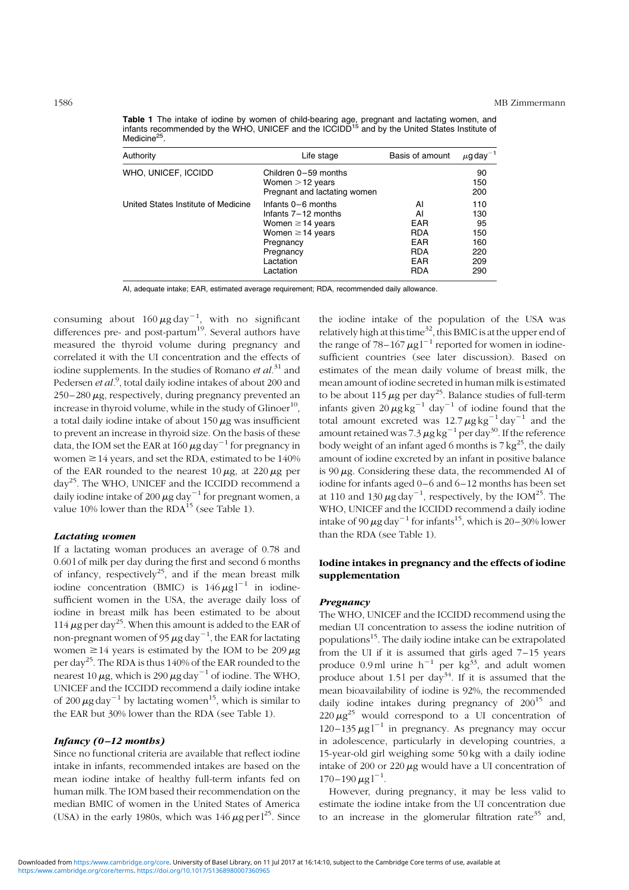**Table 1** The intake of iodine by women of child-bearing age, pregnant and lactating women, and infants recommended by the WHO, UNICEF and the ICCIDD[15] and by the United States Institute of Medicine[25].

| Authority | Life stage | Basis of amount | $\mu$g day$^{-1}$ |
|---|---|---|---|
| WHO, UNICEF, ICCIDD | Children 0–59 months | | 90 |
| | Women >12 years | | 150 |
| | Pregnant and lactating women | | 200 |
| United States Institute of Medicine | Infants 0–6 months | AI | 110 |
| | Infants 7–12 months | AI | 130 |
| | Women ≥14 years | EAR | 95 |
| | Women ≥14 years | RDA | 150 |
| | Pregnancy | EAR | 160 |
| | Pregnancy | RDA | 220 |
| | Lactation | EAR | 209 |
| | Lactation | RDA | 290 |

AI, adequate intake; EAR, estimated average requirement; RDA, recommended daily allowance.

consuming about 160 $\mu$g day$^{-1}$, with no significant differences pre- and post-partum[19]. Several authors have measured the thyroid volume during pregnancy and correlated it with the UI concentration and the effects of iodine supplements. In the studies of Romano *et al.*[31] and Pedersen *et al.*[9], total daily iodine intakes of about 200 and 250–280 $\mu$g, respectively, during pregnancy prevented an increase in thyroid volume, while in the study of Glinoer[10], a total daily iodine intake of about 150 $\mu$g was insufficient to prevent an increase in thyroid size. On the basis of these data, the IOM set the EAR at 160 $\mu$g day$^{-1}$ for pregnancy in women ≥14 years, and set the RDA, estimated to be 140% of the EAR rounded to the nearest 10 $\mu$g, at 220 $\mu$g per day[25]. The WHO, UNICEF and the ICCIDD recommend a daily iodine intake of 200 $\mu$g day$^{-1}$ for pregnant women, a value 10% lower than the RDA[15] (see Table 1).

### *Lactating women*

If a lactating woman produces an average of 0.78 and 0.60 l of milk per day during the first and second 6 months of infancy, respectively[25], and if the mean breast milk iodine concentration (BMIC) is 146 $\mu$g l$^{-1}$ in iodine-sufficient women in the USA, the average daily loss of iodine in breast milk has been estimated to be about 114 $\mu$g per day[25]. When this amount is added to the EAR of non-pregnant women of 95 $\mu$g day$^{-1}$, the EAR for lactating women ≥14 years is estimated by the IOM to be 209 $\mu$g per day[25]. The RDA is thus 140% of the EAR rounded to the nearest 10 $\mu$g, which is 290 $\mu$g day$^{-1}$ of iodine. The WHO, UNICEF and the ICCIDD recommend a daily iodine intake of 200 $\mu$g day$^{-1}$ by lactating women[15], which is similar to the EAR but 30% lower than the RDA (see Table 1).

### *Infancy (0–12 months)*

Since no functional criteria are available that reflect iodine intake in infants, recommended intakes are based on the mean iodine intake of healthy full-term infants fed on human milk. The IOM based their recommendation on the median BMIC of women in the United States of America (USA) in the early 1980s, which was 146 $\mu$g per l[25]. Since the iodine intake of the population of the USA was relatively high at this time[32], this BMIC is at the upper end of the range of 78–167 $\mu$g l$^{-1}$ reported for women in iodine-sufficient countries (see later discussion). Based on estimates of the mean daily volume of breast milk, the mean amount of iodine secreted in human milk is estimated to be about 115 $\mu$g per day[25]. Balance studies of full-term infants given 20 $\mu$g kg$^{-1}$ day$^{-1}$ of iodine found that the total amount excreted was 12.7 $\mu$g kg$^{-1}$ day$^{-1}$ and the amount retained was 7.3 $\mu$g kg$^{-1}$ per day[30]. If the reference body weight of an infant aged 6 months is 7 kg[25], the daily amount of iodine excreted by an infant in positive balance is 90 $\mu$g. Considering these data, the recommended AI of iodine for infants aged 0–6 and 6–12 months has been set at 110 and 130 $\mu$g day$^{-1}$, respectively, by the IOM[25]. The WHO, UNICEF and the ICCIDD recommend a daily iodine intake of 90 $\mu$g day$^{-1}$ for infants[15], which is 20–30% lower than the RDA (see Table 1).

## Iodine intakes in pregnancy and the effects of iodine supplementation

### *Pregnancy*

The WHO, UNICEF and the ICCIDD recommend using the median UI concentration to assess the iodine nutrition of populations[15]. The daily iodine intake can be extrapolated from the UI if it is assumed that girls aged 7–15 years produce 0.9 ml urine h$^{-1}$ per kg[33], and adult women produce about 1.5 l per day[34]. If it is assumed that the mean bioavailability of iodine is 92%, the recommended daily iodine intakes during pregnancy of 200[15] and 220 $\mu$g[25] would correspond to a UI concentration of 120–135 $\mu$g l$^{-1}$ in pregnancy. As pregnancy may occur in adolescence, particularly in developing countries, a 15-year-old girl weighing some 50 kg with a daily iodine intake of 200 or 220 $\mu$g would have a UI concentration of 170–190 $\mu$g l$^{-1}$.

However, during pregnancy, it may be less valid to estimate the iodine intake from the UI concentration due to an increase in the glomerular filtration rate[35] and,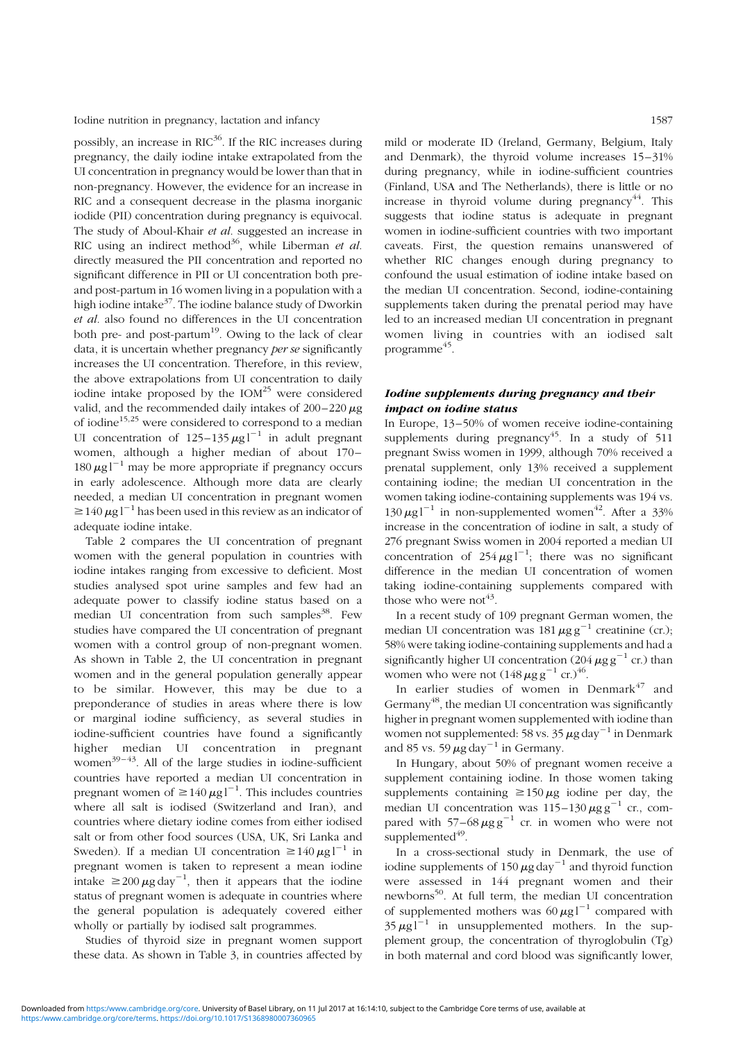possibly, an increase in RIC[36]. If the RIC increases during pregnancy, the daily iodine intake extrapolated from the UI concentration in pregnancy would be lower than that in non-pregnancy. However, the evidence for an increase in RIC and a consequent decrease in the plasma inorganic iodide (PII) concentration during pregnancy is equivocal. The study of Aboul-Khair *et al.* suggested an increase in RIC using an indirect method[36], while Liberman *et al.* directly measured the PII concentration and reported no significant difference in PII or UI concentration both pre- and post-partum in 16 women living in a population with a high iodine intake[37]. The iodine balance study of Dworkin *et al.* also found no differences in the UI concentration both pre- and post-partum[19]. Owing to the lack of clear data, it is uncertain whether pregnancy *per se* significantly increases the UI concentration. Therefore, in this review, the above extrapolations from UI concentration to daily iodine intake proposed by the IOM[25] were considered valid, and the recommended daily intakes of 200–220 $\mu$g of iodine[15,25] were considered to correspond to a median UI concentration of 125–135 $\mu g\,l^{-1}$ in adult pregnant women, although a higher median of about 170–180 $\mu g\,l^{-1}$ may be more appropriate if pregnancy occurs in early adolescence. Although more data are clearly needed, a median UI concentration in pregnant women $\geq 140\,\mu g\,l^{-1}$ has been used in this review as an indicator of adequate iodine intake.

Table 2 compares the UI concentration of pregnant women with the general population in countries with iodine intakes ranging from excessive to deficient. Most studies analysed spot urine samples and few had an adequate power to classify iodine status based on a median UI concentration from such samples[38]. Few studies have compared the UI concentration of pregnant women with a control group of non-pregnant women. As shown in Table 2, the UI concentration in pregnant women and in the general population generally appear to be similar. However, this may be due to a preponderance of studies in areas where there is low or marginal iodine sufficiency, as several studies in iodine-sufficient countries have found a significantly higher median UI concentration in pregnant women[39–43]. All of the large studies in iodine-sufficient countries have reported a median UI concentration in pregnant women of $\geq 140\,\mu g\,l^{-1}$. This includes countries where all salt is iodised (Switzerland and Iran), and countries where dietary iodine comes from either iodised salt or from other food sources (USA, UK, Sri Lanka and Sweden). If a median UI concentration $\geq 140\,\mu g\,l^{-1}$ in pregnant women is taken to represent a mean iodine intake $\geq 200\,\mu g\,day^{-1}$, then it appears that the iodine status of pregnant women is adequate in countries where the general population is adequately covered either wholly or partially by iodised salt programmes.

Studies of thyroid size in pregnant women support these data. As shown in Table 3, in countries affected by mild or moderate ID (Ireland, Germany, Belgium, Italy and Denmark), the thyroid volume increases 15–31% during pregnancy, while in iodine-sufficient countries (Finland, USA and The Netherlands), there is little or no increase in thyroid volume during pregnancy[44]. This suggests that iodine status is adequate in pregnant women in iodine-sufficient countries with two important caveats. First, the question remains unanswered of whether RIC changes enough during pregnancy to confound the usual estimation of iodine intake based on the median UI concentration. Second, iodine-containing supplements taken during the prenatal period may have led to an increased median UI concentration in pregnant women living in countries with an iodised salt programme[45].

### *Iodine supplements during pregnancy and their impact on iodine status*

In Europe, 13–50% of women receive iodine-containing supplements during pregnancy[45]. In a study of 511 pregnant Swiss women in 1999, although 70% received a prenatal supplement, only 13% received a supplement containing iodine; the median UI concentration in the women taking iodine-containing supplements was 194 vs. 130 $\mu g\,l^{-1}$ in non-supplemented women[42]. After a 33% increase in the concentration of iodine in salt, a study of 276 pregnant Swiss women in 2004 reported a median UI concentration of 254 $\mu g\,l^{-1}$; there was no significant difference in the median UI concentration of women taking iodine-containing supplements compared with those who were not[43].

In a recent study of 109 pregnant German women, the median UI concentration was 181 $\mu g\,g^{-1}$ creatinine (cr.); 58% were taking iodine-containing supplements and had a significantly higher UI concentration (204 $\mu g\,g^{-1}$ cr.) than women who were not (148 $\mu g\,g^{-1}$ cr.)[46].

In earlier studies of women in Denmark[47] and Germany[48], the median UI concentration was significantly higher in pregnant women supplemented with iodine than women not supplemented: 58 vs. 35 $\mu g\,day^{-1}$ in Denmark and 85 vs. 59 $\mu g\,day^{-1}$ in Germany.

In Hungary, about 50% of pregnant women receive a supplement containing iodine. In those women taking supplements containing $\geq 150\,\mu g$ iodine per day, the median UI concentration was 115–130 $\mu g\,g^{-1}$ cr., compared with 57–68 $\mu g\,g^{-1}$ cr. in women who were not supplemented[49].

In a cross-sectional study in Denmark, the use of iodine supplements of 150 $\mu g\,day^{-1}$ and thyroid function were assessed in 144 pregnant women and their newborns[50]. At full term, the median UI concentration of supplemented mothers was 60 $\mu g\,l^{-1}$ compared with 35 $\mu g\,l^{-1}$ in unsupplemented mothers. In the supplement group, the concentration of thyroglobulin (Tg) in both maternal and cord blood was significantly lower,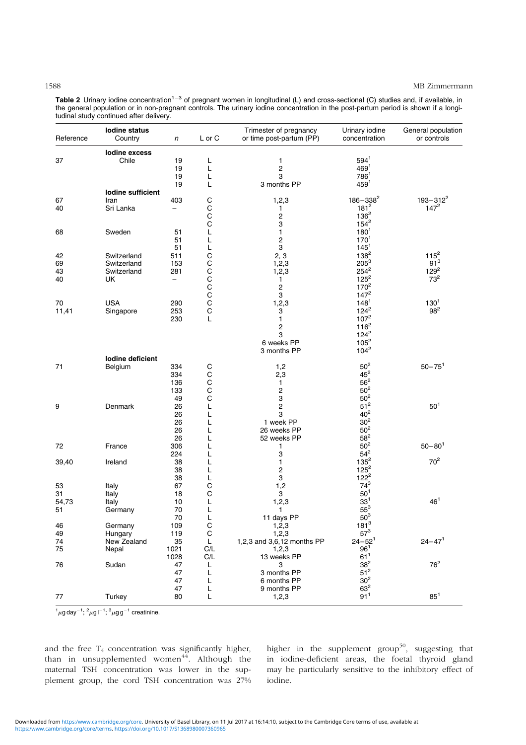**Table 2** Urinary iodine concentration[1–3] of pregnant women in longitudinal (L) and cross-sectional (C) studies and, if available, in the general population or in non-pregnant controls. The urinary iodine concentration in the post-partum period is shown if a longitudinal study continued after delivery.

| Reference | Iodine status Country | *n* | L or C | Trimester of pregnancy or time post-partum (PP) | Urinary iodine concentration | General population or controls |
|---|---|---|---|---|---|---|
| | **Iodine excess** | | | | | |
| 37 | Chile | 19 | L | 1 | 594[1] | |
| | | 19 | L | 2 | 469[1] | |
| | | 19 | L | 3 | 786[1] | |
| | | 19 | L | 3 months PP | 459[1] | |
| | **Iodine sufficient** | | | | | |
| 67 | Iran | 403 | C | 1,2,3 | 186–338[2] | 193–312[2] |
| 40 | Sri Lanka | – | C | 1 | 181[2] | 147[2] |
| | | | C | 2 | 136[2] | |
| | | | C | 3 | 154[2] | |
| 68 | Sweden | 51 | L | 1 | 180[1] | |
| | | 51 | L | 2 | 170[1] | |
| | | 51 | L | 3 | 145[1] | |
| 42 | Switzerland | 511 | C | 2, 3 | 138[2] | 115[2] |
| 69 | Switzerland | 153 | C | 1,2,3 | 205[3] | 91[3] |
| 43 | Switzerland | 281 | C | 1,2,3 | 254[2] | 129[2] |
| 40 | UK | – | C | 1 | 125[2] | 73[2] |
| | | | C | 2 | 170[2] | |
| | | | C | 3 | 147[2] | |
| 70 | USA | 290 | C | 1,2,3 | 148[1] | 130[1] |
| 11,41 | Singapore | 253 | C | 3 | 124[2] | 98[2] |
| | | 230 | L | 1 | 107[2] | |
| | | | | 2 | 116[2] | |
| | | | | 3 | 124[2] | |
| | | | | 6 weeks PP | 105[2] | |
| | | | | 3 months PP | 104[2] | |
| | **Iodine deficient** | | | | | |
| 71 | Belgium | 334 | C | 1,2 | 50[2] | 50–75[1] |
| | | 334 | C | 2,3 | 45[2] | |
| | | 136 | C | 1 | 56[2] | |
| | | 133 | C | 2 | 50[2] | |
| | | 49 | C | 3 | 50[2] | |
| 9 | Denmark | 26 | L | 2 | 51[2] | 50[1] |
| | | 26 | L | 3 | 40[2] | |
| | | 26 | L | 1 week PP | 30[2] | |
| | | 26 | L | 26 weeks PP | 50[2] | |
| | | 26 | L | 52 weeks PP | 58[2] | |
| 72 | France | 306 | L | 1 | 50[2] | 50–80[1] |
| | | 224 | L | 3 | 54[2] | |
| 39,40 | Ireland | 38 | L | 1 | 135[2] | 70[2] |
| | | 38 | L | 2 | 125[2] | |
| | | 38 | L | 3 | 122[2] | |
| 53 | Italy | 67 | C | 1,2 | 74[3] | |
| 31 | Italy | 18 | C | 3 | 50[1] | |
| 54,73 | Italy | 10 | L | 1,2,3 | 33[1] | 46[1] |
| 51 | Germany | 70 | L | 1 | 55[3] | |
| | | 70 | L | 11 days PP | 50[3] | |
| 46 | Germany | 109 | C | 1,2,3 | 181[3] | |
| 49 | Hungary | 119 | C | 1,2,3 | 57[3] | |
| 74 | New Zealand | 35 | L | 1,2,3 and 3,6,12 months PP | 24–52[1] | 24–47[1] |
| 75 | Nepal | 1021 | C/L | 1,2,3 | 96[1] | |
| | | 1028 | C/L | 13 weeks PP | 61[1] | |
| 76 | Sudan | 47 | L | 3 | 38[2] | 76[2] |
| | | 47 | L | 3 months PP | 51[2] | |
| | | 47 | L | 6 months PP | 30[2] | |
| | | 47 | L | 9 months PP | 63[2] | |
| 77 | Turkey | 80 | L | 1,2,3 | 91[1] | 85[1] |

[1] $\mu g\,day^{-1}$; [2] $\mu g\,l^{-1}$; [3] $\mu g\,g^{-1}$ creatinine.

and the free $T_4$ concentration was significantly higher, than in unsupplemented women[44]. Although the maternal TSH concentration was lower in the supplement group, the cord TSH concentration was 27% higher in the supplement group[50], suggesting that in iodine-deficient areas, the foetal thyroid gland may be particularly sensitive to the inhibitory effect of iodine.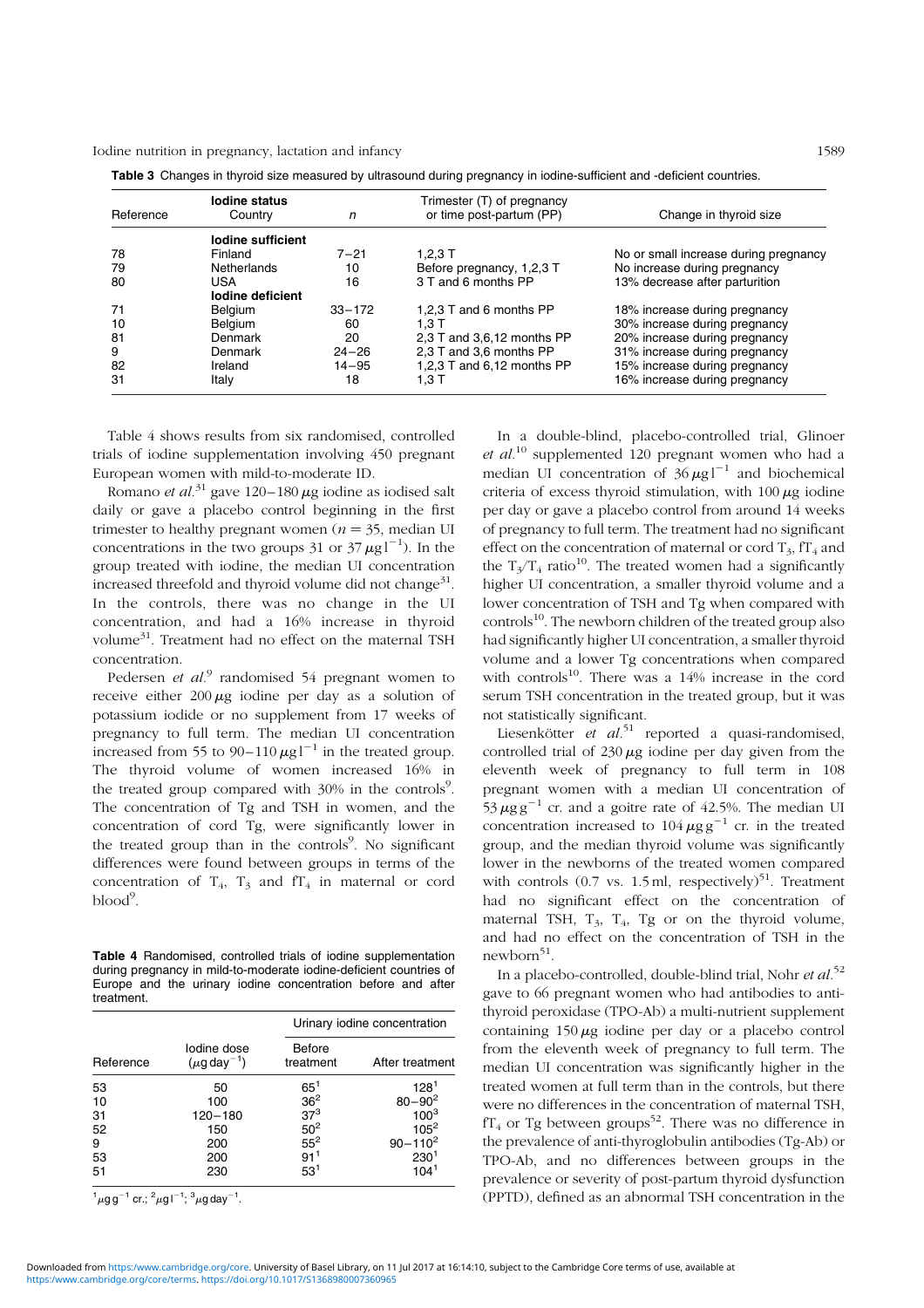**Table 3** Changes in thyroid size measured by ultrasound during pregnancy in iodine-sufficient and -deficient countries.

| Reference | Iodine status Country | n | Trimester (T) of pregnancy or time post-partum (PP) | Change in thyroid size |
|---|---|---|---|---|
| | **Iodine sufficient** | | | |
| 78 | Finland | 7–21 | 1,2,3 T | No or small increase during pregnancy |
| 79 | Netherlands | 10 | Before pregnancy, 1,2,3 T | No increase during pregnancy |
| 80 | USA | 16 | 3 T and 6 months PP | 13% decrease after parturition |
| | **Iodine deficient** | | | |
| 71 | Belgium | 33–172 | 1,2,3 T and 6 months PP | 18% increase during pregnancy |
| 10 | Belgium | 60 | 1,3 T | 30% increase during pregnancy |
| 81 | Denmark | 20 | 2,3 T and 3,6,12 months PP | 20% increase during pregnancy |
| 9 | Denmark | 24–26 | 2,3 T and 3,6 months PP | 31% increase during pregnancy |
| 82 | Ireland | 14–95 | 1,2,3 T and 6,12 months PP | 15% increase during pregnancy |
| 31 | Italy | 18 | 1,3 T | 16% increase during pregnancy |

Table 4 shows results from six randomised, controlled trials of iodine supplementation involving 450 pregnant European women with mild-to-moderate ID.

Romano *et al.*[31] gave 120–180 μg iodine as iodised salt daily or gave a placebo control beginning in the first trimester to healthy pregnant women ($n = 35$, median UI concentrations in the two groups 31 or 37 μg l$^{-1}$). In the group treated with iodine, the median UI concentration increased threefold and thyroid volume did not change[31]. In the controls, there was no change in the UI concentration, and had a 16% increase in thyroid volume[31]. Treatment had no effect on the maternal TSH concentration.

Pedersen *et al.*[9] randomised 54 pregnant women to receive either 200 μg iodine per day as a solution of potassium iodide or no supplement from 17 weeks of pregnancy to full term. The median UI concentration increased from 55 to 90–110 μg l$^{-1}$ in the treated group. The thyroid volume of women increased 16% in the treated group compared with 30% in the controls[9]. The concentration of Tg and TSH in women, and the concentration of cord Tg, were significantly lower in the treated group than in the controls[9]. No significant differences were found between groups in terms of the concentration of $T_4$, $T_3$ and $fT_4$ in maternal or cord blood[9].

**Table 4** Randomised, controlled trials of iodine supplementation during pregnancy in mild-to-moderate iodine-deficient countries of Europe and the urinary iodine concentration before and after treatment.

| Reference | Iodine dose (μg day$^{-1}$) | Urinary iodine concentration | |
|---|---|---|---|
| | | Before treatment | After treatment |
| 53 | 50 | 65[1] | 128[1] |
| 10 | 100 | 36[2] | 80–90[2] |
| 31 | 120–180 | 37[3] | 100[3] |
| 52 | 150 | 50[2] | 105[2] |
| 9 | 200 | 55[2] | 90–110[2] |
| 53 | 200 | 91[1] | 230[1] |
| 51 | 230 | 53[1] | 104[1] |

[1] μg g$^{-1}$ cr.; [2] μg l$^{-1}$; [3] μg day$^{-1}$.

In a double-blind, placebo-controlled trial, Glinoer *et al.*[10] supplemented 120 pregnant women who had a median UI concentration of 36 μg l$^{-1}$ and biochemical criteria of excess thyroid stimulation, with 100 μg iodine per day or gave a placebo control from around 14 weeks of pregnancy to full term. The treatment had no significant effect on the concentration of maternal or cord $T_3$, $fT_4$ and the $T_3/T_4$ ratio[10]. The treated women had a significantly higher UI concentration, a smaller thyroid volume and a lower concentration of TSH and Tg when compared with controls[10]. The newborn children of the treated group also had significantly higher UI concentration, a smaller thyroid volume and a lower Tg concentrations when compared with controls[10]. There was a 14% increase in the cord serum TSH concentration in the treated group, but it was not statistically significant.

Liesenkötter *et al.*[51] reported a quasi-randomised, controlled trial of 230 μg iodine per day given from the eleventh week of pregnancy to full term in 108 pregnant women with a median UI concentration of 53 μg g$^{-1}$ cr. and a goitre rate of 42.5%. The median UI concentration increased to 104 μg g$^{-1}$ cr. in the treated group, and the median thyroid volume was significantly lower in the newborns of the treated women compared with controls (0.7 vs. 1.5 ml, respectively)[51]. Treatment had no significant effect on the concentration of maternal TSH, $T_3$, $T_4$, Tg or on the thyroid volume, and had no effect on the concentration of TSH in the newborn[51].

In a placebo-controlled, double-blind trial, Nohr *et al.*[52] gave to 66 pregnant women who had antibodies to anti-thyroid peroxidase (TPO-Ab) a multi-nutrient supplement containing 150 μg iodine per day or a placebo control from the eleventh week of pregnancy to full term. The median UI concentration was significantly higher in the treated women at full term than in the controls, but there were no differences in the concentration of maternal TSH, $fT_4$ or Tg between groups[52]. There was no difference in the prevalence of anti-thyroglobulin antibodies (Tg-Ab) or TPO-Ab, and no differences between groups in the prevalence or severity of post-partum thyroid dysfunction (PPTD), defined as an abnormal TSH concentration in the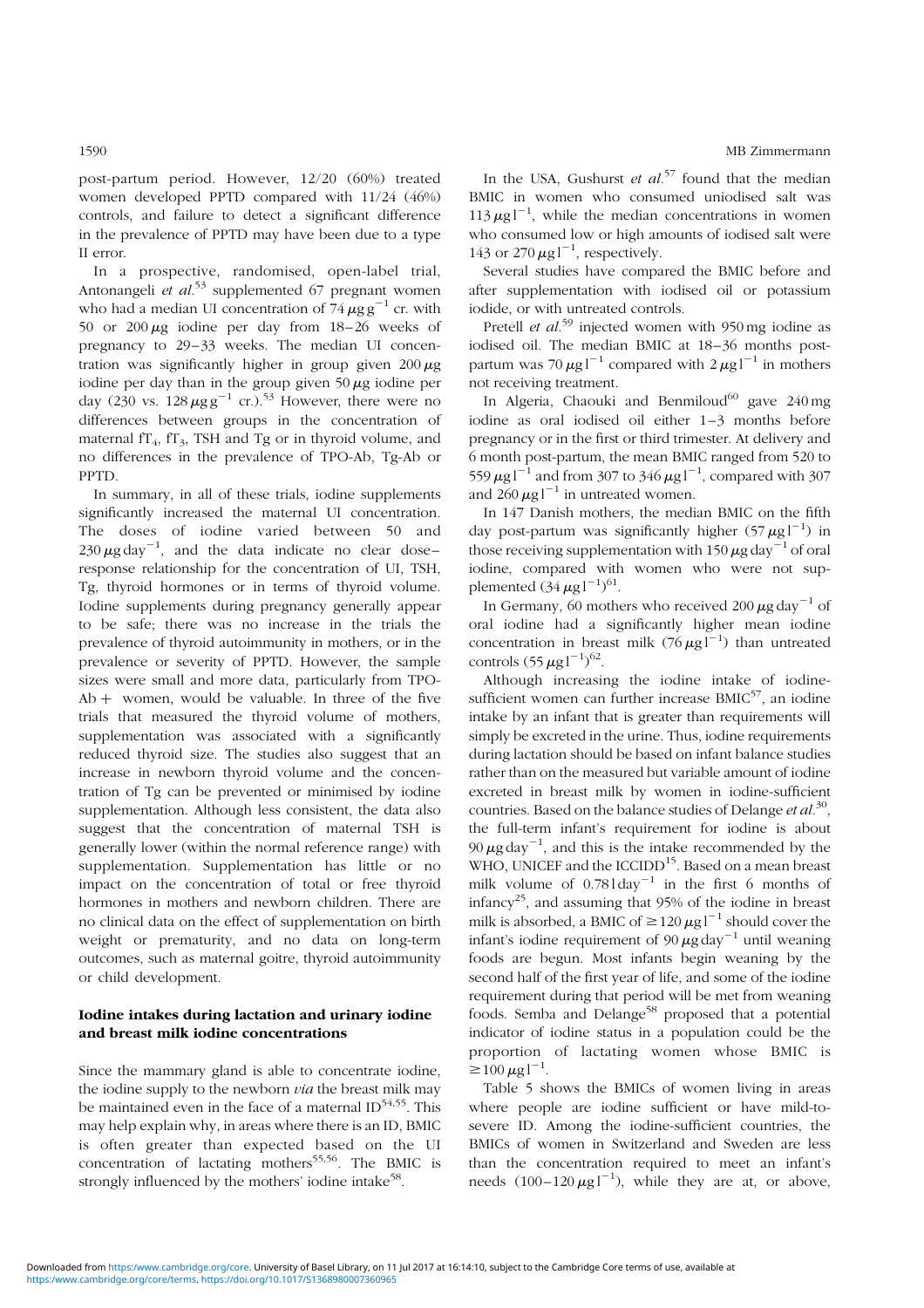post-partum period. However, 12/20 (60%) treated women developed PPTD compared with 11/24 (46%) controls, and failure to detect a significant difference in the prevalence of PPTD may have been due to a type II error.

In a prospective, randomised, open-label trial, Antonangeli *et al.*[53] supplemented 67 pregnant women who had a median UI concentration of $74\,\mu g\,g^{-1}$ cr. with 50 or $200\,\mu g$ iodine per day from 18–26 weeks of pregnancy to 29–33 weeks. The median UI concentration was significantly higher in group given $200\,\mu g$ iodine per day than in the group given $50\,\mu g$ iodine per day (230 vs. $128\,\mu g\,g^{-1}$ cr.).[53] However, there were no differences between groups in the concentration of maternal $fT_4$, $fT_3$, TSH and Tg or in thyroid volume, and no differences in the prevalence of TPO-Ab, Tg-Ab or PPTD.

In summary, in all of these trials, iodine supplements significantly increased the maternal UI concentration. The doses of iodine varied between 50 and $230\,\mu g\,day^{-1}$, and the data indicate no clear dose–response relationship for the concentration of UI, TSH, Tg, thyroid hormones or in terms of thyroid volume. Iodine supplements during pregnancy generally appear to be safe; there was no increase in the trials the prevalence of thyroid autoimmunity in mothers, or in the prevalence or severity of PPTD. However, the sample sizes were small and more data, particularly from TPO-Ab + women, would be valuable. In three of the five trials that measured the thyroid volume of mothers, supplementation was associated with a significantly reduced thyroid size. The studies also suggest that an increase in newborn thyroid volume and the concentration of Tg can be prevented or minimised by iodine supplementation. Although less consistent, the data also suggest that the concentration of maternal TSH is generally lower (within the normal reference range) with supplementation. Supplementation has little or no impact on the concentration of total or free thyroid hormones in mothers and newborn children. There are no clinical data on the effect of supplementation on birth weight or prematurity, and no data on long-term outcomes, such as maternal goitre, thyroid autoimmunity or child development.

### Iodine intakes during lactation and urinary iodine and breast milk iodine concentrations

Since the mammary gland is able to concentrate iodine, the iodine supply to the newborn *via* the breast milk may be maintained even in the face of a maternal ID[54,55]. This may help explain why, in areas where there is an ID, BMIC is often greater than expected based on the UI concentration of lactating mothers[55,56]. The BMIC is strongly influenced by the mothers' iodine intake[58].

In the USA, Gushurst *et al.*[57] found that the median BMIC in women who consumed uniodised salt was $113\,\mu g\,l^{-1}$, while the median concentrations in women who consumed low or high amounts of iodised salt were 143 or $270\,\mu g\,l^{-1}$, respectively.

Several studies have compared the BMIC before and after supplementation with iodised oil or potassium iodide, or with untreated controls.

Pretell *et al.*[59] injected women with 950 mg iodine as iodised oil. The median BMIC at 18–36 months post-partum was $70\,\mu g\,l^{-1}$ compared with $2\,\mu g\,l^{-1}$ in mothers not receiving treatment.

In Algeria, Chaouki and Benmiloud[60] gave 240 mg iodine as oral iodised oil either 1–3 months before pregnancy or in the first or third trimester. At delivery and 6 month post-partum, the mean BMIC ranged from 520 to $559\,\mu g\,l^{-1}$ and from 307 to $346\,\mu g\,l^{-1}$, compared with 307 and $260\,\mu g\,l^{-1}$ in untreated women.

In 147 Danish mothers, the median BMIC on the fifth day post-partum was significantly higher ($57\,\mu g\,l^{-1}$) in those receiving supplementation with $150\,\mu g\,day^{-1}$ of oral iodine, compared with women who were not supplemented ($34\,\mu g\,l^{-1}$)[61].

In Germany, 60 mothers who received $200\,\mu g\,day^{-1}$ of oral iodine had a significantly higher mean iodine concentration in breast milk ($76\,\mu g\,l^{-1}$) than untreated controls ($55\,\mu g\,l^{-1}$)[62].

Although increasing the iodine intake of iodine-sufficient women can further increase BMIC[57], an iodine intake by an infant that is greater than requirements will simply be excreted in the urine. Thus, iodine requirements during lactation should be based on infant balance studies rather than on the measured but variable amount of iodine excreted in breast milk by women in iodine-sufficient countries. Based on the balance studies of Delange *et al.*[30], the full-term infant's requirement for iodine is about $90\,\mu g\,day^{-1}$, and this is the intake recommended by the WHO, UNICEF and the ICCIDD[15]. Based on a mean breast milk volume of $0.78\,l\,day^{-1}$ in the first 6 months of infancy[25], and assuming that 95% of the iodine in breast milk is absorbed, a BMIC of $\geq 120\,\mu g\,l^{-1}$ should cover the infant's iodine requirement of $90\,\mu g\,day^{-1}$ until weaning foods are begun. Most infants begin weaning by the second half of the first year of life, and some of the iodine requirement during that period will be met from weaning foods. Semba and Delange[58] proposed that a potential indicator of iodine status in a population could be the proportion of lactating women whose BMIC is $\geq 100\,\mu g\,l^{-1}$.

Table 5 shows the BMICs of women living in areas where people are iodine sufficient or have mild-to-severe ID. Among the iodine-sufficient countries, the BMICs of women in Switzerland and Sweden are less than the concentration required to meet an infant's needs ($100–120\,\mu g\,l^{-1}$), while they are at, or above,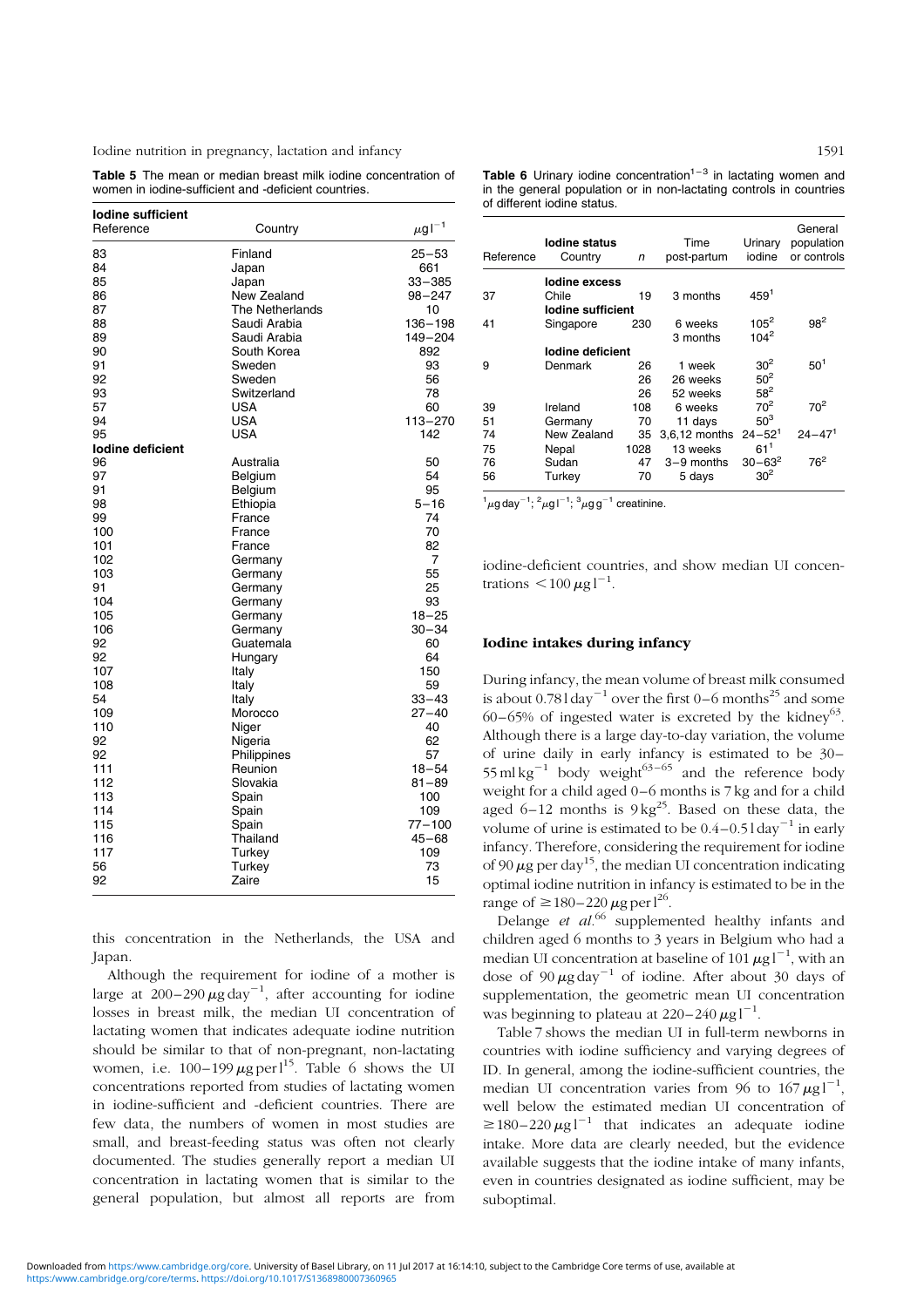**Table 5** The mean or median breast milk iodine concentration of women in iodine-sufficient and -deficient countries.

| Reference | Country | $\mu g\,l^{-1}$ |
|---|---|---|
| **Iodine sufficient** | | |
| 83 | Finland | 25–53 |
| 84 | Japan | 661 |
| 85 | Japan | 33–385 |
| 86 | New Zealand | 98–247 |
| 87 | The Netherlands | 10 |
| 88 | Saudi Arabia | 136–198 |
| 89 | Saudi Arabia | 149–204 |
| 90 | South Korea | 892 |
| 91 | Sweden | 93 |
| 92 | Sweden | 56 |
| 93 | Switzerland | 78 |
| 57 | USA | 60 |
| 94 | USA | 113–270 |
| 95 | USA | 142 |
| **Iodine deficient** | | |
| 96 | Australia | 50 |
| 97 | Belgium | 54 |
| 91 | Belgium | 95 |
| 98 | Ethiopia | 5–16 |
| 99 | France | 74 |
| 100 | France | 70 |
| 101 | France | 82 |
| 102 | Germany | 7 |
| 103 | Germany | 55 |
| 91 | Germany | 25 |
| 104 | Germany | 93 |
| 105 | Germany | 18–25 |
| 106 | Germany | 30–34 |
| 92 | Guatemala | 60 |
| 92 | Hungary | 64 |
| 107 | Italy | 150 |
| 108 | Italy | 59 |
| 54 | Italy | 33–43 |
| 109 | Morocco | 27–40 |
| 110 | Niger | 40 |
| 92 | Nigeria | 62 |
| 92 | Philippines | 57 |
| 111 | Reunion | 18–54 |
| 112 | Slovakia | 81–89 |
| 113 | Spain | 100 |
| 114 | Spain | 109 |
| 115 | Spain | 77–100 |
| 116 | Thailand | 45–68 |
| 117 | Turkey | 109 |
| 56 | Turkey | 73 |
| 92 | Zaire | 15 |

this concentration in the Netherlands, the USA and Japan.

Although the requirement for iodine of a mother is large at 200–290 $\mu g\,day^{-1}$, after accounting for iodine losses in breast milk, the median UI concentration of lactating women that indicates adequate iodine nutrition should be similar to that of non-pregnant, non-lactating women, i.e. 100–199 $\mu g$ per l[15]. Table 6 shows the UI concentrations reported from studies of lactating women in iodine-sufficient and -deficient countries. There are few data, the numbers of women in most studies are small, and breast-feeding status was often not clearly documented. The studies generally report a median UI concentration in lactating women that is similar to the general population, but almost all reports are from iodine-deficient countries, and show median UI concentrations $<100\,\mu g\,l^{-1}$.

**Table 6** Urinary iodine concentration[1–3] in lactating women and in the general population or in non-lactating controls in countries of different iodine status.

| Reference | Iodine status Country | n | Time post-partum | Urinary iodine | General population or controls |
|---|---|---|---|---|---|
| | **Iodine excess** | | | | |
| 37 | Chile | 19 | 3 months | 459[1] | |
| | **Iodine sufficient** | | | | |
| 41 | Singapore | 230 | 6 weeks | 105[2] | 98[2] |
| | | | 3 months | 104[2] | |
| | **Iodine deficient** | | | | |
| 9 | Denmark | 26 | 1 week | 30[2] | 50[1] |
| | | 26 | 26 weeks | 50[2] | |
| | | 26 | 52 weeks | 58[2] | |
| 39 | Ireland | 108 | 6 weeks | 70[2] | 70[2] |
| 51 | Germany | 70 | 11 days | 50[3] | |
| 74 | New Zealand | 35 | 3,6,12 months | 24–52[1] | 24–47[1] |
| 75 | Nepal | 1028 | 13 weeks | 61[1] | |
| 76 | Sudan | 47 | 3–9 months | 30–63[2] | 76[2] |
| 56 | Turkey | 70 | 5 days | 30[2] | |

[1] $\mu g\,day^{-1}$; [2] $\mu g\,l^{-1}$; [3] $\mu g\,g^{-1}$ creatinine.

## Iodine intakes during infancy

During infancy, the mean volume of breast milk consumed is about 0.78 $l\,day^{-1}$ over the first 0–6 months[25] and some 60–65% of ingested water is excreted by the kidney[63]. Although there is a large day-to-day variation, the volume of urine daily in early infancy is estimated to be 30–55 $ml\,kg^{-1}$ body weight[63–65] and the reference body weight for a child aged 0–6 months is 7 kg and for a child aged 6–12 months is 9 kg[25]. Based on these data, the volume of urine is estimated to be 0.4–0.5 $l\,day^{-1}$ in early infancy. Therefore, considering the requirement for iodine of 90 $\mu g$ per day[15], the median UI concentration indicating optimal iodine nutrition in infancy is estimated to be in the range of $\geq$180–220 $\mu g$ per l[26].

Delange *et al.*[66] supplemented healthy infants and children aged 6 months to 3 years in Belgium who had a median UI concentration at baseline of 101 $\mu g\,l^{-1}$, with an dose of 90 $\mu g\,day^{-1}$ of iodine. After about 30 days of supplementation, the geometric mean UI concentration was beginning to plateau at 220–240 $\mu g\,l^{-1}$.

Table 7 shows the median UI in full-term newborns in countries with iodine sufficiency and varying degrees of ID. In general, among the iodine-sufficient countries, the median UI concentration varies from 96 to 167 $\mu g\,l^{-1}$, well below the estimated median UI concentration of $\geq$180–220 $\mu g\,l^{-1}$ that indicates an adequate iodine intake. More data are clearly needed, but the evidence available suggests that the iodine intake of many infants, even in countries designated as iodine sufficient, may be suboptimal.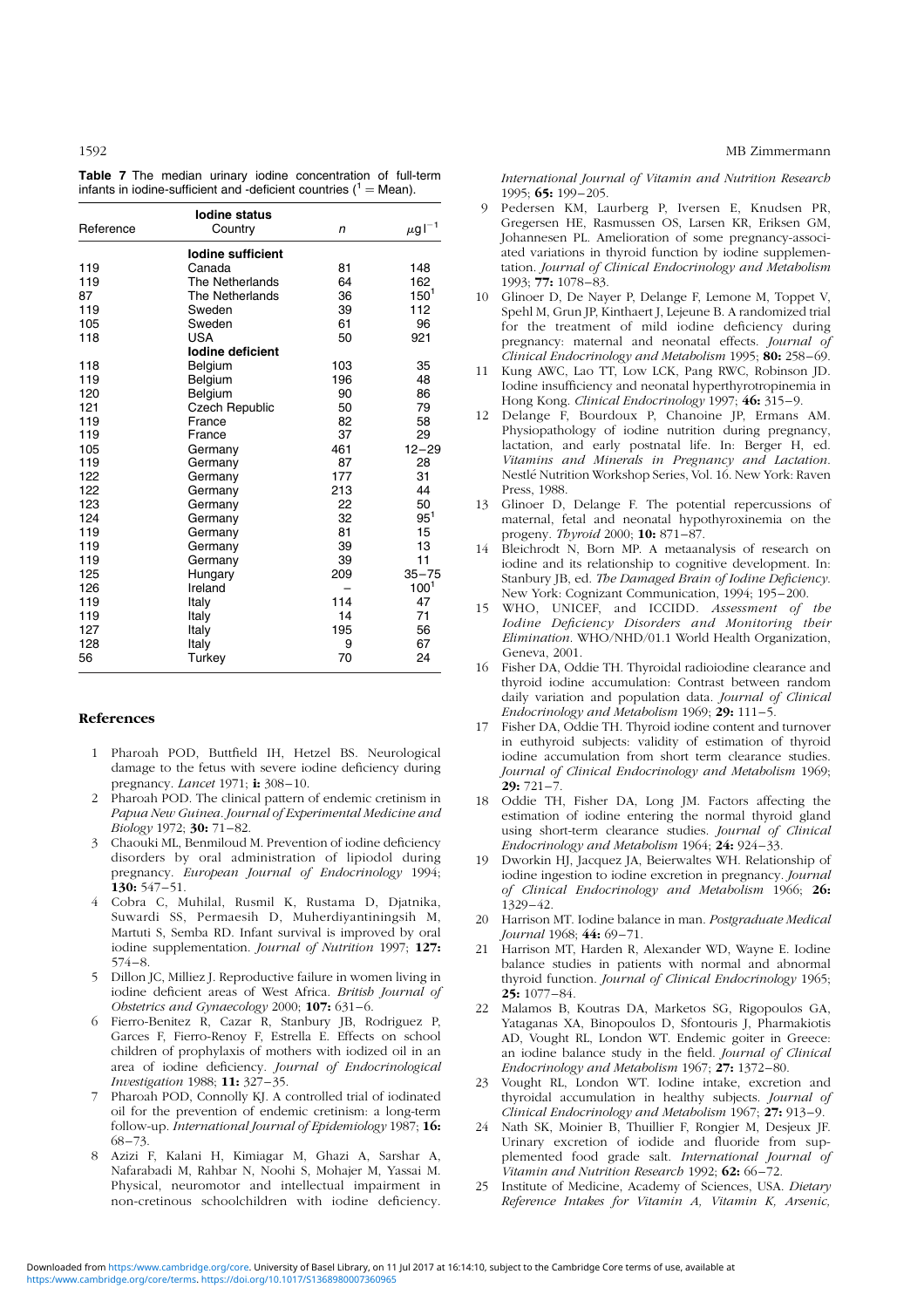**Table 7** The median urinary iodine concentration of full-term infants in iodine-sufficient and -deficient countries ([1] = Mean).

| Reference | Iodine status Country | n | $\mu g l^{-1}$ |
|---|---|---|---|
| | **Iodine sufficient** | | |
| 119 | Canada | 81 | 148 |
| 119 | The Netherlands | 64 | 162 |
| 87 | The Netherlands | 36 | 150[1] |
| 119 | Sweden | 39 | 112 |
| 105 | Sweden | 61 | 96 |
| 118 | USA | 50 | 921 |
| | **Iodine deficient** | | |
| 118 | Belgium | 103 | 35 |
| 119 | Belgium | 196 | 48 |
| 120 | Belgium | 90 | 86 |
| 121 | Czech Republic | 50 | 79 |
| 119 | France | 82 | 58 |
| 119 | France | 37 | 29 |
| 105 | Germany | 461 | 12–29 |
| 119 | Germany | 87 | 28 |
| 122 | Germany | 177 | 31 |
| 122 | Germany | 213 | 44 |
| 123 | Germany | 22 | 50 |
| 124 | Germany | 32 | 95[1] |
| 119 | Germany | 81 | 15 |
| 119 | Germany | 39 | 13 |
| 119 | Germany | 39 | 11 |
| 125 | Hungary | 209 | 35–75 |
| 126 | Ireland | – | 100[1] |
| 119 | Italy | 114 | 47 |
| 119 | Italy | 14 | 71 |
| 127 | Italy | 195 | 56 |
| 128 | Italy | 9 | 67 |
| 56 | Turkey | 70 | 24 |

## References

1. Pharoah POD, Buttfield IH, Hetzel BS. Neurological damage to the fetus with severe iodine deficiency during pregnancy. *Lancet* 1971; **i:** 308–10.
2. Pharoah POD. The clinical pattern of endemic cretinism in *Papua New Guinea*. *Journal of Experimental Medicine and Biology* 1972; **30:** 71–82.
3. Chaouki ML, Benmiloud M. Prevention of iodine deficiency disorders by oral administration of lipiodol during pregnancy. *European Journal of Endocrinology* 1994; **130:** 547–51.
4. Cobra C, Muhilal, Rusmil K, Rustama D, Djatnika, Suwardi SS, Permaesih D, Muherdiyantiningsih M, Martuti S, Semba RD. Infant survival is improved by oral iodine supplementation. *Journal of Nutrition* 1997; **127:** 574–8.
5. Dillon JC, Milliez J. Reproductive failure in women living in iodine deficient areas of West Africa. *British Journal of Obstetrics and Gynaecology* 2000; **107:** 631–6.
6. Fierro-Benitez R, Cazar R, Stanbury JB, Rodriguez P, Garces F, Fierro-Renoy F, Estrella E. Effects on school children of prophylaxis of mothers with iodized oil in an area of iodine deficiency. *Journal of Endocrinological Investigation* 1988; **11:** 327–35.
7. Pharoah POD, Connolly KJ. A controlled trial of iodinated oil for the prevention of endemic cretinism: a long-term follow-up. *International Journal of Epidemiology* 1987; **16:** 68–73.
8. Azizi F, Kalani H, Kimiagar M, Ghazi A, Sarshar A, Nafarabadi M, Rahbar N, Noohi S, Mohajer M, Yassai M. Physical, neuromotor and intellectual impairment in non-cretinous schoolchildren with iodine deficiency. *International Journal of Vitamin and Nutrition Research* 1995; **65:** 199–205.
9. Pedersen KM, Laurberg P, Iversen E, Knudsen PR, Gregersen HE, Rasmussen OS, Larsen KR, Eriksen GM, Johannesen PL. Amelioration of some pregnancy-associated variations in thyroid function by iodine supplementation. *Journal of Clinical Endocrinology and Metabolism* 1993; **77:** 1078–83.
10. Glinoer D, De Nayer P, Delange F, Lemone M, Toppet V, Spehl M, Grun JP, Kinthaert J, Lejeune B. A randomized trial for the treatment of mild iodine deficiency during pregnancy: maternal and neonatal effects. *Journal of Clinical Endocrinology and Metabolism* 1995; **80:** 258–69.
11. Kung AWC, Lao TT, Low LCK, Pang RWC, Robinson JD. Iodine insufficiency and neonatal hyperthyrotropinemia in Hong Kong. *Clinical Endocrinology* 1997; **46:** 315–9.
12. Delange F, Bourdoux P, Chanoine JP, Ermans AM. Physiopathology of iodine nutrition during pregnancy, lactation, and early postnatal life. In: Berger H, ed. *Vitamins and Minerals in Pregnancy and Lactation*. Nestlé Nutrition Workshop Series, Vol. 16. New York: Raven Press, 1988.
13. Glinoer D, Delange F. The potential repercussions of maternal, fetal and neonatal hypothyroxinemia on the progeny. *Thyroid* 2000; **10:** 871–87.
14. Bleichrodt N, Born MP. A metaanalysis of research on iodine and its relationship to cognitive development. In: Stanbury JB, ed. *The Damaged Brain of Iodine Deficiency*. New York: Cognizant Communication, 1994; 195–200.
15. WHO, UNICEF, and ICCIDD. *Assessment of the Iodine Deficiency Disorders and Monitoring their Elimination*. WHO/NHD/01.1 World Health Organization, Geneva, 2001.
16. Fisher DA, Oddie TH. Thyroidal radioiodine clearance and thyroid iodine accumulation: Contrast between random daily variation and population data. *Journal of Clinical Endocrinology and Metabolism* 1969; **29:** 111–5.
17. Fisher DA, Oddie TH. Thyroid iodine content and turnover in euthyroid subjects: validity of estimation of thyroid iodine accumulation from short term clearance studies. *Journal of Clinical Endocrinology and Metabolism* 1969; **29:** 721–7.
18. Oddie TH, Fisher DA, Long JM. Factors affecting the estimation of iodine entering the normal thyroid gland using short-term clearance studies. *Journal of Clinical Endocrinology and Metabolism* 1964; **24:** 924–33.
19. Dworkin HJ, Jacquez JA, Beierwaltes WH. Relationship of iodine ingestion to iodine excretion in pregnancy. *Journal of Clinical Endocrinology and Metabolism* 1966; **26:** 1329–42.
20. Harrison MT. Iodine balance in man. *Postgraduate Medical Journal* 1968; **44:** 69–71.
21. Harrison MT, Harden R, Alexander WD, Wayne E. Iodine balance studies in patients with normal and abnormal thyroid function. *Journal of Clinical Endocrinology* 1965; **25:** 1077–84.
22. Malamos B, Koutras DA, Marketos SG, Rigopoulos GA, Yataganas XA, Binopoulos D, Sfontouris J, Pharmakiotis AD, Vought RL, London WT. Endemic goiter in Greece: an iodine balance study in the field. *Journal of Clinical Endocrinology and Metabolism* 1967; **27:** 1372–80.
23. Vought RL, London WT. Iodine intake, excretion and thyroidal accumulation in healthy subjects. *Journal of Clinical Endocrinology and Metabolism* 1967; **27:** 913–9.
24. Nath SK, Moinier B, Thuillier F, Rongier M, Desjeux JF. Urinary excretion of iodide and fluoride from supplemented food grade salt. *International Journal of Vitamin and Nutrition Research* 1992; **62:** 66–72.
25. Institute of Medicine, Academy of Sciences, USA. *Dietary Reference Intakes for Vitamin A, Vitamin K, Arsenic,*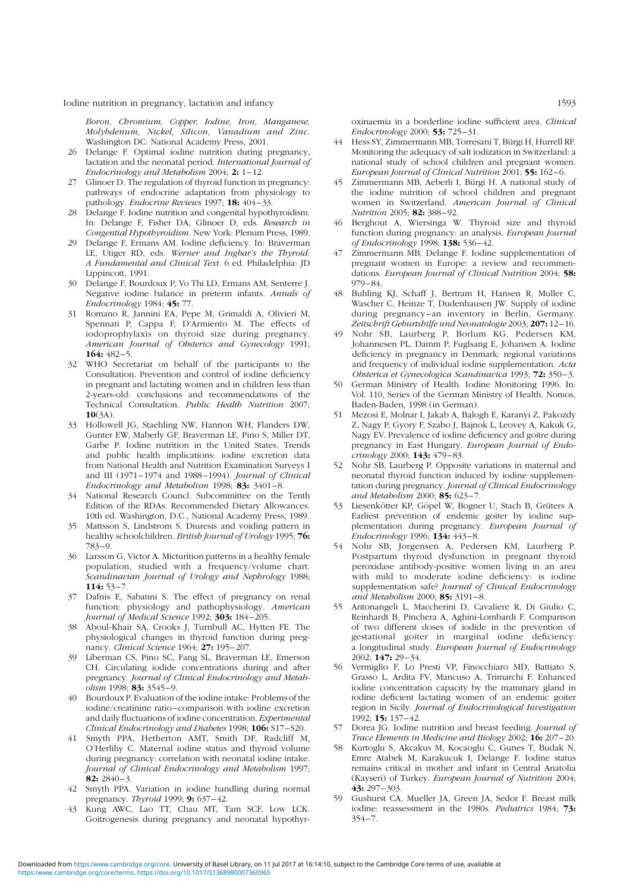Boron, Chromium, Copper, Iodine, Iron, Manganese, Molybdenum, Nickel, Silicon, Vanadium and Zinc. Washington DC: National Academy Press, 2001.

26 Delange F. Optimal iodine nutrition during pregnancy, lactation and the neonatal period. *International Journal of Endocrinology and Metabolism* 2004; **2:** 1–12.

27 Glinoer D. The regulation of thyroid function in pregnancy: pathways of endocrine adaptation from physiology to pathology. *Endocrine Reviews* 1997; **18:** 404–33.

28 Delange F. Iodine nutrition and congenital hypothyroidism. In: Delange F, Fisher DA, Glinoer D, eds. *Research in Congential Hypothyroidism*. New York: Plenum Press, 1989.

29 Delange F, Ermans AM. Iodine deficiency. In: Braverman LE, Utiger RD, eds. *Werner and Ingbar's the Thyroid: A Fundamental and Clinical Text*. 6 ed. Philadelphia: JD Lippincott, 1991.

30 Delange F, Bourdoux P, Vo Thi LD, Ermans AM, Senterre J. Negative iodine balance in preterm infants. *Annals of Endocrinology* 1984; **45:** 77.

31 Romano R, Jannini EA, Pepe M, Grimaldi A, Olivieri M, Spennati P, Cappa F, D'Armiento M. The effects of iodoprophylaxis on thyroid size during pregnancy. *American Journal of Obsterics and Gynecology* 1991; **164:** 482–5.

32 WHO Secretariat on behalf of the participants to the Consultation. Prevention and control of iodine deficiency in pregnant and lactating women and in children less than 2-years-old: conclusions and recommendations of the Technical Consultation. *Public Health Nutrition* 2007; **10**(3A).

33 Hollowell JG, Staehling NW, Hannon WH, Flanders DW, Gunter EW, Maberly GF, Braverman LE, Pino S, Miller DT, Garbe P. Iodine nutrition in the United States. Trends and public health implications: iodine excretion data from National Health and Nutrition Examination Surveys I and III (1971–1974 and 1988–1994). *Journal of Clinical Endocrinology and Metabolism* 1998; **83:** 3401–8.

34 National Research Councl. Subcommittee on the Tenth Edition of the RDAs. Recommended Dietary Allowances. 10th ed. Washington, D.C., National Academy Press, 1989.

35 Mattsson S, Lindstrom S. Diuresis and voiding pattern in healthy schoolchildren. *British Journal of Urology* 1995; **76:** 783–9.

36 Larsson G, Victor A. Micturition patterns in a healthy female population, studied with a frequency/volume chart. *Scandinavian Journal of Urology and Nephrology* 1988; **114:** 53–7.

37 Dafnis E, Sabatini S. The effect of pregnancy on renal function: physiology and pathophysiology. *American Journal of Medical Science* 1992; **303:** 184–205.

38 Aboul-Khair SA, Crooks J, Turnbull AC, Hytten FE. The physiological changes in thyroid function during pregnancy. *Clinical Science* 1964; **27:** 195–207.

39 Liberman CS, Pino SC, Fang SL, Braverman LE, Emerson CH. Circulating iodide concentrations during and after pregnancy. *Journal of Clinical Endocrinology and Metabolism* 1998; **83:** 3545–9.

40 Bourdoux P. Evaluation of the iodine intake: Problems of the iodine/creatinine ratio–comparison with iodine excretion and daily fluctuations of iodine concentration. *Experimental Clinical Endocrinology and Diabetes* 1998; **106:** S17–S20.

41 Smyth PPA, Hetherton AMT, Smith DF, Radcliff M, O'Herlihy C. Maternal iodine status and thyroid volume during pregnancy: correlation with neonatal iodine intake. *Journal of Clinical Endocrinology and Metabolism* 1997; **82:** 2840–3.

42 Smyth PPA. Variation in iodine handling during normal pregnancy. *Thyroid* 1999; **9:** 637–42.

43 Kung AWC, Lao TT, Chau MT, Tam SCF, Low LCK. Goitrogenesis during pregnancy and neonatal hypothyroxinaemia in a borderline iodine sufficient area. *Clinical Endocrinology* 2000; **53:** 725–31.

44 Hess SY, Zimmermann MB, Torresani T, Bürgi H, Hurrell RF. Monitoring the adequacy of salt iodization in Switzerland: a national study of school children and pregnant women. *European Journal of Clinical Nutrition* 2001; **55:** 162–6.

45 Zimmermann MB, Aeberli I, Bürgi H. A national study of the iodine nutrition of school children and pregnant women in Switzerland. *American Journal of Clinical Nutrition* 2005; **82:** 388–92.

46 Berghout A, Wiersinga W. Thyroid size and thyroid function during pregnancy: an analysis. *European Journal of Endocrinology* 1998; **138:** 536–42.

47 Zimmermann MB, Delange F. Iodine supplementation of pregnant women in Europe: a review and recommendations. *European Journal of Clinical Nutrition* 2004; **58:** 979–84.

48 Buhling KJ, Schaff J, Bertram H, Hansen R, Muller C, Wascher C, Heinze T, Dudenhausen JW. Supply of iodine during pregnancy–an inventory in Berlin, Germany. *Zeitschrift Geburtshilfe und Neonatologie* 2003; **207:** 12–16.

49 Nohr SB, Laurberg P, Borlum KG, Pedersen KM, Johannesen PL, Damm P, Fuglsang E, Johansen A. Iodine deficiency in pregnancy in Denmark: regional variations and frequency of individual iodine supplementation. *Acta Obsterica et Gynecologica Scandinavica* 1993; **72:** 350–3.

50 German Ministry of Health. Iodine Monitoring 1996. In: Vol. 110, Series of the German Ministry of Health. Nomos, Baden-Baden, 1998 (in German).

51 Mezosi E, Molnar I, Jakab A, Balogh E, Karanyi Z, Pakozdy Z, Nagy P, Gyory F, Szabo J, Bajnok L, Leovey A, Kakuk G, Nagy EV. Prevalence of iodine deficiency and goitre during pregnancy in East Hungary. *European Journal of Endocrinology* 2000; **143:** 479–83.

52 Nohr SB, Laurberg P. Opposite variations in maternal and neonatal thyroid function induced by iodine supplementation during pregnancy. *Journal of Clinical Endocrinology and Metabolism* 2000; **85:** 623–7.

53 Liesenkötter KP, Göpel W, Bogner U, Stach B, Grüters A. Earliest prevention of endemic goiter by iodine supplementation during pregnancy. *European Journal of Endocrinology* 1996; **134:** 443–8.

54 Nohr SB, Jorgensen A, Pedersen KM, Laurberg P. Postpartum thyroid dysfunction in pregnant thyroid peroxidase antibody-positive women living in an area with mild to moderate iodine deficiency: is iodine supplementation safe? *Journal of Clinical Endocrinology and Metabolism* 2000; **85:** 3191–8.

55 Antonangeli L, Maccherini D, Cavaliere R, Di Giulio C, Reinhardt B, Pinchera A, Aghini-Lombardi F. Comparison of two different doses of iodide in the prevention of gestational goiter in marginal iodine deficiency: a longitudinal study. *European Journal of Endocrinology* 2002; **147:** 29–34.

56 Vermiglio F, Lo Presti VP, Finocchiaro MD, Battiato S, Grasso L, Ardita FV, Mancuso A, Trimarchi F. Enhanced iodine concentration capacity by the mammary gland in iodine deficient lactating women of an endemic goiter region in Sicily. *Journal of Endocrinological Investigation* 1992; **15:** 137–42.

57 Dorea JG. Iodine nutrition and breast feeding. *Journal of Trace Elements in Medicine and Biology* 2002; **16:** 207–20.

58 Kurtoglu S, Akcakus M, Kocaoglu C, Gunes T, Budak N, Emre Atabek M, Karakucuk I, Delange F. Iodine status remains critical in mother and infant in Central Anatolia (Kayseri) of Turkey. *European Journal of Nutrition* 2004; **43:** 297–303.

59 Gushurst CA, Mueller JA, Green JA, Sedor F. Breast milk iodine: reassessment in the 1980s. *Pediatrics* 1984; **73:** 354–7.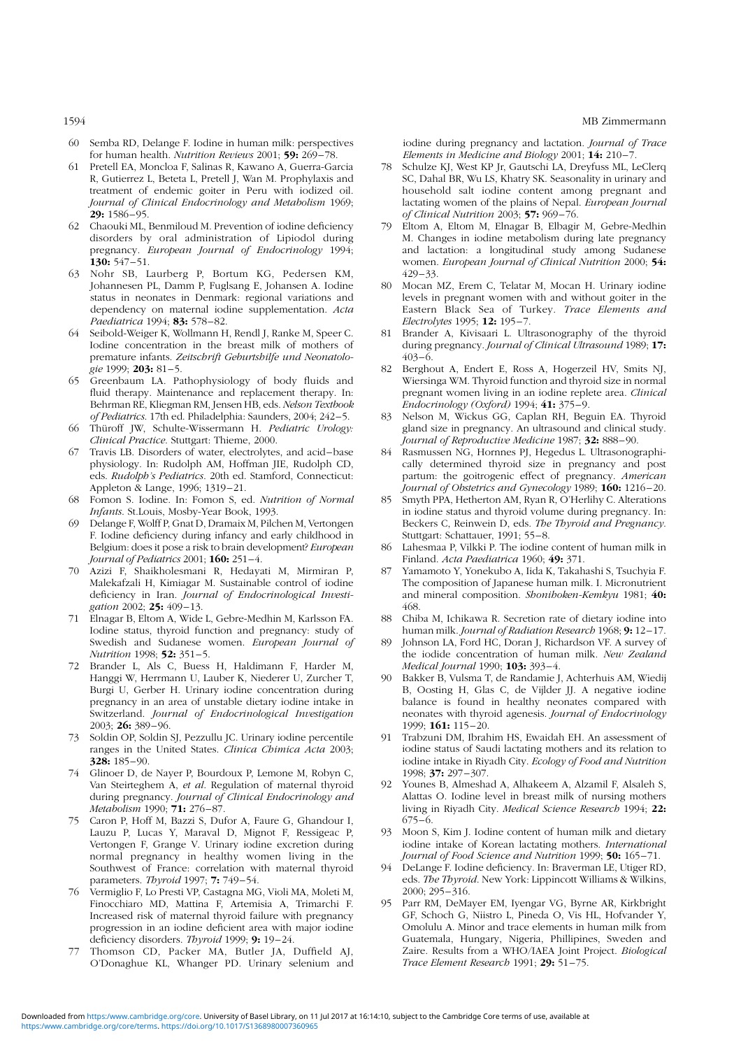60 Semba RD, Delange F. Iodine in human milk: perspectives for human health. *Nutrition Reviews* 2001; **59:** 269–78.

61 Pretell EA, Moncloa F, Salinas R, Kawano A, Guerra-Garcia R, Gutierrez L, Beteta L, Pretell J, Wan M. Prophylaxis and treatment of endemic goiter in Peru with iodized oil. *Journal of Clinical Endocrinology and Metabolism* 1969; **29:** 1586–95.

62 Chaouki ML, Benmiloud M. Prevention of iodine deficiency disorders by oral administration of Lipiodol during pregnancy. *European Journal of Endocrinology* 1994; **130:** 547–51.

63 Nohr SB, Laurberg P, Bortum KG, Pedersen KM, Johannesen PL, Damm P, Fuglsang E, Johansen A. Iodine status in neonates in Denmark: regional variations and dependency on maternal iodine supplementation. *Acta Paediatrica* 1994; **83:** 578–82.

64 Seibold-Weiger K, Wollmann H, Rendl J, Ranke M, Speer C. Iodine concentration in the breast milk of mothers of premature infants. *Zeitschrift Geburtshilfe und Neonatologie* 1999; **203:** 81–5.

65 Greenbaum LA. Pathophysiology of body fluids and fluid therapy. Maintenance and replacement therapy. In: Behrman RE, Kliegman RM, Jensen HB, eds. *Nelson Textbook of Pediatrics*. 17th ed. Philadelphia: Saunders, 2004; 242–5.

66 Thüroff JW, Schulte-Wissermann H. *Pediatric Urology: Clinical Practice*. Stuttgart: Thieme, 2000.

67 Travis LB. Disorders of water, electrolytes, and acid–base physiology. In: Rudolph AM, Hoffman JIE, Rudolph CD, eds. *Rudolph's Pediatrics*. 20th ed. Stamford, Connecticut: Appleton & Lange, 1996; 1319–21.

68 Fomon S. Iodine. In: Fomon S, ed. *Nutrition of Normal Infants*. St.Louis, Mosby-Year Book, 1993.

69 Delange F, Wolff P, Gnat D, Dramaix M, Pilchen M, Vertongen F. Iodine deficiency during infancy and early childhood in Belgium: does it pose a risk to brain development? *European Journal of Pediatrics* 2001; **160:** 251–4.

70 Azizi F, Shaikholesmani R, Hedayati M, Mirmiran P, Malekafzali H, Kimiagar M. Sustainable control of iodine deficiency in Iran. *Journal of Endocrinological Investigation* 2002; **25:** 409–13.

71 Elnagar B, Eltom A, Wide L, Gebre-Medhin M, Karlsson FA. Iodine status, thyroid function and pregnancy: study of Swedish and Sudanese women. *European Journal of Nutrition* 1998; **52:** 351–5.

72 Brander L, Als C, Buess H, Haldimann F, Harder M, Hanggi W, Herrmann U, Lauber K, Niederer U, Zurcher T, Burgi U, Gerber H. Urinary iodine concentration during pregnancy in an area of unstable dietary iodine intake in Switzerland. *Journal of Endocrinological Investigation* 2003; **26:** 389–96.

73 Soldin OP, Soldin SJ, Pezzullu JC. Urinary iodine percentile ranges in the United States. *Clinica Chimica Acta* 2003; **328:** 185–90.

74 Glinoer D, de Nayer P, Bourdoux P, Lemone M, Robyn C, Van Steirteghem A, *et al*. Regulation of maternal thyroid during pregnancy. *Journal of Clinical Endocrinology and Metabolism* 1990; **71:** 276–87.

75 Caron P, Hoff M, Bazzi S, Dufor A, Faure G, Ghandour I, Lauzu P, Lucas Y, Maraval D, Mignot F, Ressigeac P, Vertongen F, Grange V. Urinary iodine excretion during normal pregnancy in healthy women living in the Southwest of France: correlation with maternal thyroid parameters. *Thyroid* 1997; **7:** 749–54.

76 Vermiglio F, Lo Presti VP, Castagna MG, Violi MA, Moleti M, Finocchiaro MD, Mattina F, Artemisia A, Trimarchi F. Increased risk of maternal thyroid failure with pregnancy progression in an iodine deficient area with major iodine deficiency disorders. *Thyroid* 1999; **9:** 19–24.

77 Thomson CD, Packer MA, Butler JA, Duffield AJ, O'Donaghue KL, Whanger PD. Urinary selenium and iodine during pregnancy and lactation. *Journal of Trace Elements in Medicine and Biology* 2001; **14:** 210–7.

78 Schulze KJ, West KP Jr, Gautschi LA, Dreyfuss ML, LeClerq SC, Dahal BR, Wu LS, Khatry SK. Seasonality in urinary and household salt iodine content among pregnant and lactating women of the plains of Nepal. *European Journal of Clinical Nutrition* 2003; **57:** 969–76.

79 Eltom A, Eltom M, Elnagar B, Elbagir M, Gebre-Medhin M. Changes in iodine metabolism during late pregnancy and lactation: a longitudinal study among Sudanese women. *European Journal of Clinical Nutrition* 2000; **54:** 429–33.

80 Mocan MZ, Erem C, Telatar M, Mocan H. Urinary iodine levels in pregnant women with and without goiter in the Eastern Black Sea of Turkey. *Trace Elements and Electrolytes* 1995; **12:** 195–7.

81 Brander A, Kivisaari L. Ultrasonography of the thyroid during pregnancy. *Journal of Clinical Ultrasound* 1989; **17:** 403–6.

82 Berghout A, Endert E, Ross A, Hogerzeil HV, Smits NJ, Wiersinga WM. Thyroid function and thyroid size in normal pregnant women living in an iodine replete area. *Clinical Endocrinology (Oxford)* 1994; **41:** 375–9.

83 Nelson M, Wickus GG, Caplan RH, Beguin EA. Thyroid gland size in pregnancy. An ultrasound and clinical study. *Journal of Reproductive Medicine* 1987; **32:** 888–90.

84 Rasmussen NG, Hornnes PJ, Hegedus L. Ultrasonographically determined thyroid size in pregnancy and post partum: the goitrogenic effect of pregnancy. *American Journal of Obstetrics and Gynecology* 1989; **160:** 1216–20.

85 Smyth PPA, Hetherton AM, Ryan R, O'Herlihy C. Alterations in iodine status and thyroid volume during pregnancy. In: Beckers C, Reinwein D, eds. *The Thyroid and Pregnancy*. Stuttgart: Schattauer, 1991; 55–8.

86 Lahesmaa P, Vilkki P. The iodine content of human milk in Finland. *Acta Paediatrica* 1960; **49:** 371.

87 Yamamoto Y, Yonekubo A, Iida K, Takahashi S, Tsuchyia F. The composition of Japanese human milk. I. Micronutrient and mineral composition. *Shonihoken-Kemkyu* 1981; **40:** 468.

88 Chiba M, Ichikawa R. Secretion rate of dietary iodine into human milk. *Journal of Radiation Research* 1968; **9:** 12–17.

89 Johnson LA, Ford HC, Doran J, Richardson VF. A survey of the iodide concentration of human milk. *New Zealand Medical Journal* 1990; **103:** 393–4.

90 Bakker B, Vulsma T, de Randamie J, Achterhuis AM, Wiedij B, Oosting H, Glas C, de Vijlder JJ. A negative iodine balance is found in healthy neonates compared with neonates with thyroid agenesis. *Journal of Endocrinology* 1999; **161:** 115–20.

91 Trabzuni DM, Ibrahim HS, Ewaidah EH. An assessment of iodine status of Saudi lactating mothers and its relation to iodine intake in Riyadh City. *Ecology of Food and Nutrition* 1998; **37:** 297–307.

92 Younes B, Almeshad A, Alhakeem A, Alzamil F, Alsaleh S, Alattas O. Iodine level in breast milk of nursing mothers living in Riyadh City. *Medical Science Research* 1994; **22:** 675–6.

93 Moon S, Kim J. Iodine content of human milk and dietary iodine intake of Korean lactating mothers. *International Journal of Food Science and Nutrition* 1999; **50:** 165–71.

94 DeLange F. Iodine deficiency. In: Braverman LE, Utiger RD, eds. *The Thyroid*. New York: Lippincott Williams & Wilkins, 2000; 295–316.

95 Parr RM, DeMayer EM, Iyengar VG, Byrne AR, Kirkbright GF, Schoch G, Niistro L, Pineda O, Vis HL, Hofvander Y, Omolulu A. Minor and trace elements in human milk from Guatemala, Hungary, Nigeria, Phillipines, Sweden and Zaire. Results from a WHO/IAEA Joint Project. *Biological Trace Element Research* 1991; **29:** 51–75.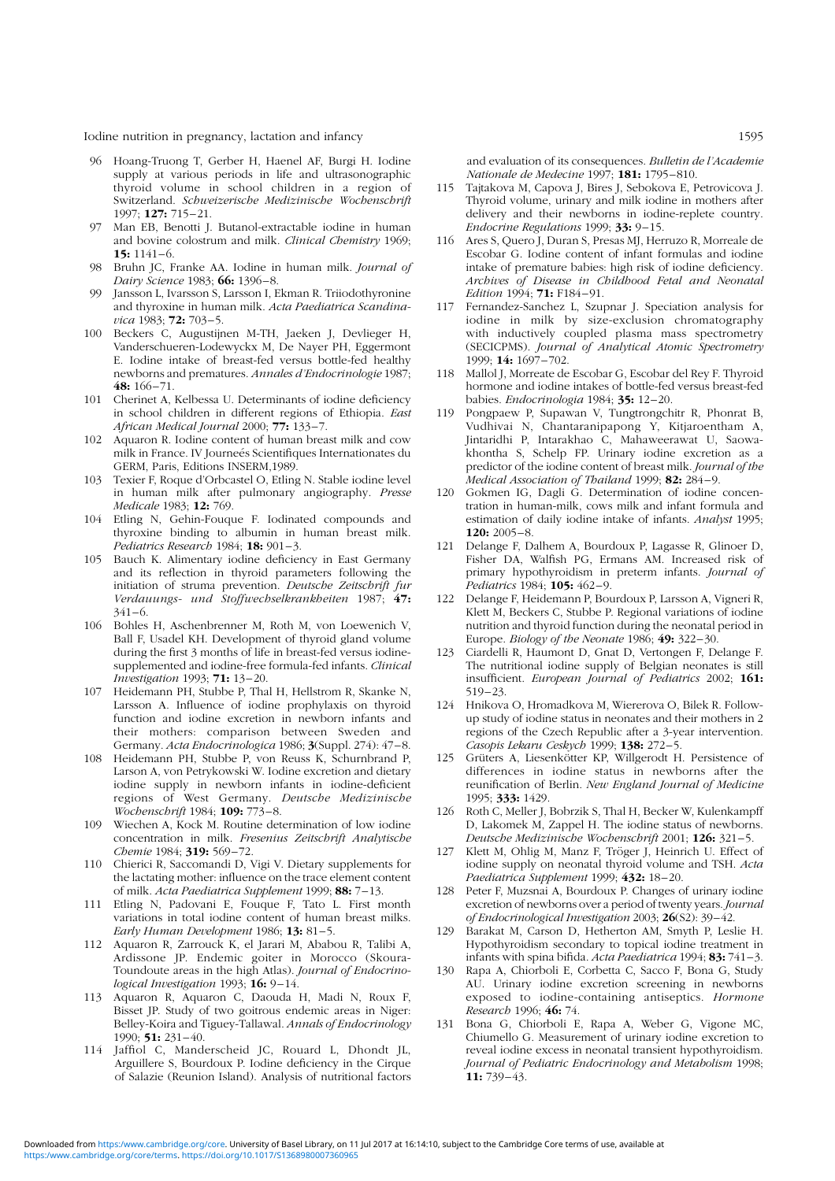96 Hoang-Truong T, Gerber H, Haenel AF, Burgi H. Iodine supply at various periods in life and ultrasonographic thyroid volume in school children in a region of Switzerland. *Schweizerische Medizinische Wochenschrift* 1997; **127:** 715–21.

97 Man EB, Benotti J. Butanol-extractable iodine in human and bovine colostrum and milk. *Clinical Chemistry* 1969; **15:** 1141–6.

98 Bruhn JC, Franke AA. Iodine in human milk. *Journal of Dairy Science* 1983; **66:** 1396–8.

99 Jansson L, Ivarsson S, Larsson I, Ekman R. Triiodothyronine and thyroxine in human milk. *Acta Paediatrica Scandinavica* 1983; **72:** 703–5.

100 Beckers C, Augustijnen M-TH, Jaeken J, Devlieger H, Vanderschueren-Lodewyckx M, De Nayer PH, Eggermont E. Iodine intake of breast-fed versus bottle-fed healthy newborns and prematures. *Annales d'Endocrinologie* 1987; **48:** 166–71.

101 Cherinet A, Kelbessa U. Determinants of iodine deficiency in school children in different regions of Ethiopia. *East African Medical Journal* 2000; **77:** 133–7.

102 Aquaron R. Iodine content of human breast milk and cow milk in France. IV Journeés Scientifiques Internationates du GERM, Paris, Editions INSERM,1989.

103 Texier F, Roque d'Orbcastel O, Etling N. Stable iodine level in human milk after pulmonary angiography. *Presse Medicale* 1983; **12:** 769.

104 Etling N, Gehin-Fouque F. Iodinated compounds and thyroxine binding to albumin in human breast milk. *Pediatrics Research* 1984; **18:** 901–3.

105 Bauch K. Alimentary iodine deficiency in East Germany and its reflection in thyroid parameters following the initiation of struma prevention. *Deutsche Zeitschrift fur Verdauungs- und Stoffwechselkrankheiten* 1987; **47:** 341–6.

106 Bohles H, Aschenbrenner M, Roth M, von Loewenich V, Ball F, Usadel KH. Development of thyroid gland volume during the first 3 months of life in breast-fed versus iodine-supplemented and iodine-free formula-fed infants. *Clinical Investigation* 1993; **71:** 13–20.

107 Heidemann PH, Stubbe P, Thal H, Hellstrom R, Skanke N, Larsson A. Influence of iodine prophylaxis on thyroid function and iodine excretion in newborn infants and their mothers: comparison between Sweden and Germany. *Acta Endocrinologica* 1986; **3**(Suppl. 274): 47–8.

108 Heidemann PH, Stubbe P, von Reuss K, Schurnbrand P, Larson A, von Petrykowski W. Iodine excretion and dietary iodine supply in newborn infants in iodine-deficient regions of West Germany. *Deutsche Medizinische Wochenschrift* 1984; **109:** 773–8.

109 Wiechen A, Kock M. Routine determination of low iodine concentration in milk. *Fresenius Zeitschrift Analytische Chemie* 1984; **319:** 569–72.

110 Chierici R, Saccomandi D, Vigi V. Dietary supplements for the lactating mother: influence on the trace element content of milk. *Acta Paediatrica Supplement* 1999; **88:** 7–13.

111 Etling N, Padovani E, Fouque F, Tato L. First month variations in total iodine content of human breast milks. *Early Human Development* 1986; **13:** 81–5.

112 Aquaron R, Zarrouck K, el Jarari M, Ababou R, Talibi A, Ardissone JP. Endemic goiter in Morocco (Skoura-Toundoute areas in the high Atlas). *Journal of Endocrinological Investigation* 1993; **16:** 9–14.

113 Aquaron R, Aquaron C, Daouda H, Madi N, Roux F, Bisset JP. Study of two goitrous endemic areas in Niger: Belley-Koira and Tiguey-Tallawal. *Annals of Endocrinology* 1990; **51:** 231–40.

114 Jaffiol C, Manderscheid JC, Rouard L, Dhondt JL, Arguillere S, Bourdoux P. Iodine deficiency in the Cirque of Salazie (Reunion Island). Analysis of nutritional factors and evaluation of its consequences. *Bulletin de l'Academie Nationale de Medecine* 1997; **181:** 1795–810.

115 Tajtakova M, Capova J, Bires J, Sebokova E, Petrovicova J. Thyroid volume, urinary and milk iodine in mothers after delivery and their newborns in iodine-replete country. *Endocrine Regulations* 1999; **33:** 9–15.

116 Ares S, Quero J, Duran S, Presas MJ, Herruzo R, Morreale de Escobar G. Iodine content of infant formulas and iodine intake of premature babies: high risk of iodine deficiency. *Archives of Disease in Childhood Fetal and Neonatal Edition* 1994; **71:** F184–91.

117 Fernandez-Sanchez L, Szupnar J. Speciation analysis for iodine in milk by size-exclusion chromatography with inductively coupled plasma mass spectrometry (SECICPMS). *Journal of Analytical Atomic Spectrometry* 1999; **14:** 1697–702.

118 Mallol J, Morreate de Escobar G, Escobar del Rey F. Thyroid hormone and iodine intakes of bottle-fed versus breast-fed babies. *Endocrinologia* 1984; **35:** 12–20.

119 Pongpaew P, Supawan V, Tungtrongchitr R, Phonrat B, Vudhivai N, Chantaranipapong Y, Kitjaroentham A, Jintaridhi P, Intarakhao C, Mahaweerawat U, Saowakhontha S, Schelp FP. Urinary iodine excretion as a predictor of the iodine content of breast milk. *Journal of the Medical Association of Thailand* 1999; **82:** 284–9.

120 Gokmen IG, Dagli G. Determination of iodine concentration in human-milk, cows milk and infant formula and estimation of daily iodine intake of infants. *Analyst* 1995; **120:** 2005–8.

121 Delange F, Dalhem A, Bourdoux P, Lagasse R, Glinoer D, Fisher DA, Walfish PG, Ermans AM. Increased risk of primary hypothyroidism in preterm infants. *Journal of Pediatrics* 1984; **105:** 462–9.

122 Delange F, Heidemann P, Bourdoux P, Larsson A, Vigneri R, Klett M, Beckers C, Stubbe P. Regional variations of iodine nutrition and thyroid function during the neonatal period in Europe. *Biology of the Neonate* 1986; **49:** 322–30.

123 Ciardelli R, Haumont D, Gnat D, Vertongen F, Delange F. The nutritional iodine supply of Belgian neonates is still insufficient. *European Journal of Pediatrics* 2002; **161:** 519–23.

124 Hnikova O, Hromadkova M, Wiererova O, Bilek R. Follow-up study of iodine status in neonates and their mothers in 2 regions of the Czech Republic after a 3-year intervention. *Casopis Lekaru Ceskych* 1999; **138:** 272–5.

125 Grüters A, Liesenkötter KP, Willgerodt H. Persistence of differences in iodine status in newborns after the reunification of Berlin. *New England Journal of Medicine* 1995; **333:** 1429.

126 Roth C, Meller J, Bobrzik S, Thal H, Becker W, Kulenkampff D, Lakomek M, Zappel H. The iodine status of newborns. *Deutsche Medizinische Wochenschrift* 2001; **126:** 321–5.

127 Klett M, Ohlig M, Manz F, Tröger J, Heinrich U. Effect of iodine supply on neonatal thyroid volume and TSH. *Acta Paediatrica Supplement* 1999; **432:** 18–20.

128 Peter F, Muzsnai A, Bourdoux P. Changes of urinary iodine excretion of newborns over a period of twenty years. *Journal of Endocrinological Investigation* 2003; **26**(S2): 39–42.

129 Barakat M, Carson D, Hetherton AM, Smyth P, Leslie H. Hypothyroidism secondary to topical iodine treatment in infants with spina bifida. *Acta Paediatrica* 1994; **83:** 741–3.

130 Rapa A, Chiorboli E, Corbetta C, Sacco F, Bona G, Study AU. Urinary iodine excretion screening in newborns exposed to iodine-containing antiseptics. *Hormone Research* 1996; **46:** 74.

131 Bona G, Chiorboli E, Rapa A, Weber G, Vigone MC, Chiumello G. Measurement of urinary iodine excretion to reveal iodine excess in neonatal transient hypothyroidism. *Journal of Pediatric Endocrinology and Metabolism* 1998; **11:** 739–43.